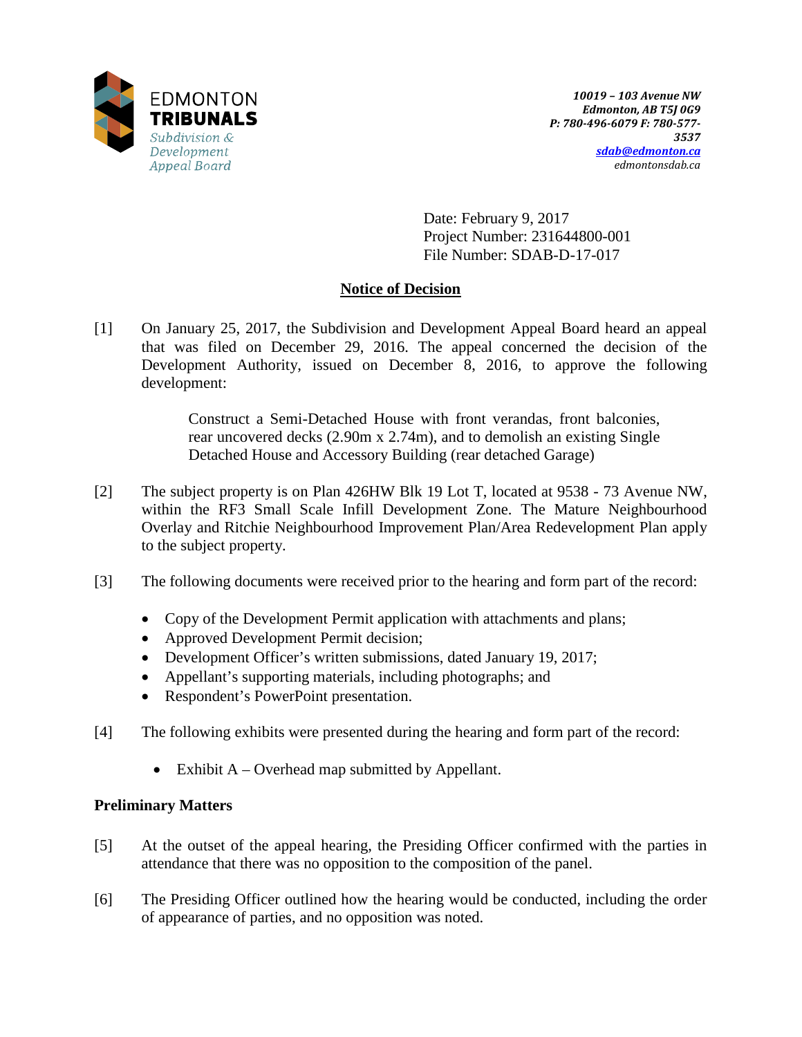EDMONTON
**TRIBUNALS**
*Subdivision & Development Appeal Board*

***10019 – 103 Avenue NW***
***Edmonton, AB T5J 0G9***
***P: 780-496-6079 F: 780-577-3537***
***sdab@edmonton.ca***
*edmontonsdab.ca*

Date: February 9, 2017
Project Number: 231644800-001
File Number: SDAB-D-17-017

## Notice of Decision

[1] On January 25, 2017, the Subdivision and Development Appeal Board heard an appeal that was filed on December 29, 2016. The appeal concerned the decision of the Development Authority, issued on December 8, 2016, to approve the following development:

> Construct a Semi-Detached House with front verandas, front balconies, rear uncovered decks (2.90m x 2.74m), and to demolish an existing Single Detached House and Accessory Building (rear detached Garage)

[2] The subject property is on Plan 426HW Blk 19 Lot T, located at 9538 - 73 Avenue NW, within the RF3 Small Scale Infill Development Zone. The Mature Neighbourhood Overlay and Ritchie Neighbourhood Improvement Plan/Area Redevelopment Plan apply to the subject property.

[3] The following documents were received prior to the hearing and form part of the record:

- Copy of the Development Permit application with attachments and plans;
- Approved Development Permit decision;
- Development Officer's written submissions, dated January 19, 2017;
- Appellant's supporting materials, including photographs; and
- Respondent's PowerPoint presentation.

[4] The following exhibits were presented during the hearing and form part of the record:

- Exhibit A – Overhead map submitted by Appellant.

### Preliminary Matters

[5] At the outset of the appeal hearing, the Presiding Officer confirmed with the parties in attendance that there was no opposition to the composition of the panel.

[6] The Presiding Officer outlined how the hearing would be conducted, including the order of appearance of parties, and no opposition was noted.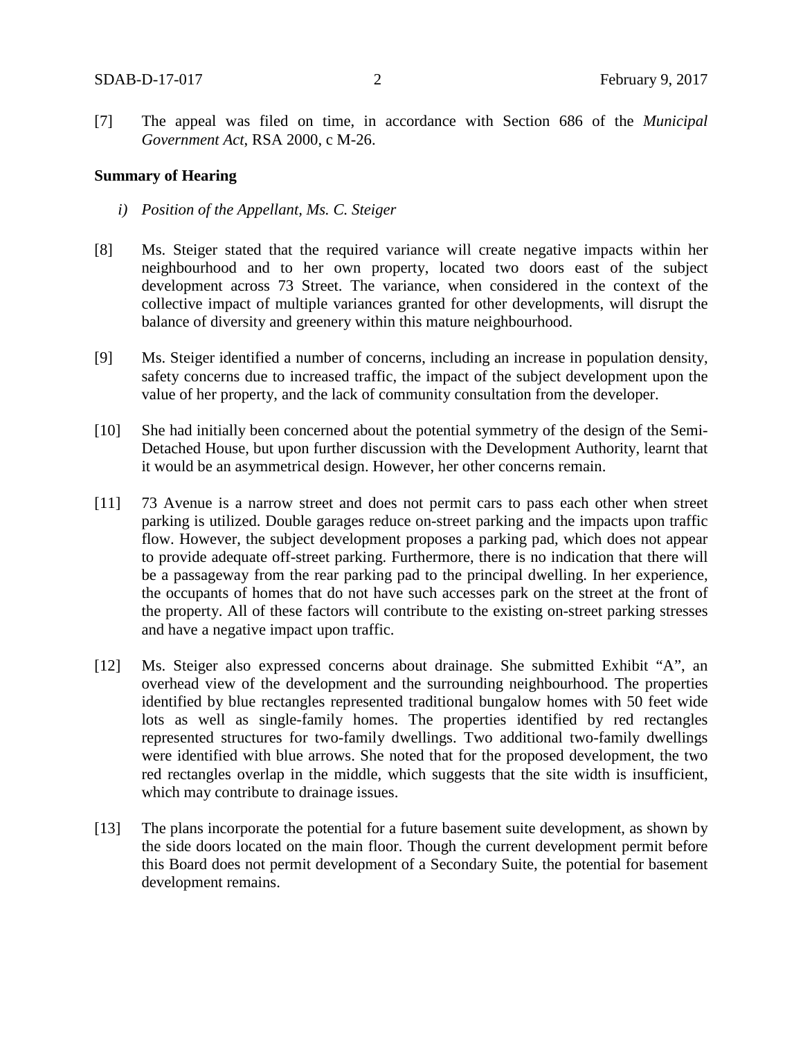[7] The appeal was filed on time, in accordance with Section 686 of the *Municipal Government Act*, RSA 2000, c M-26.

**Summary of Hearing**

*i) Position of the Appellant, Ms. C. Steiger*

[8] Ms. Steiger stated that the required variance will create negative impacts within her neighbourhood and to her own property, located two doors east of the subject development across 73 Street. The variance, when considered in the context of the collective impact of multiple variances granted for other developments, will disrupt the balance of diversity and greenery within this mature neighbourhood.

[9] Ms. Steiger identified a number of concerns, including an increase in population density, safety concerns due to increased traffic, the impact of the subject development upon the value of her property, and the lack of community consultation from the developer.

[10] She had initially been concerned about the potential symmetry of the design of the Semi-Detached House, but upon further discussion with the Development Authority, learnt that it would be an asymmetrical design. However, her other concerns remain.

[11] 73 Avenue is a narrow street and does not permit cars to pass each other when street parking is utilized. Double garages reduce on-street parking and the impacts upon traffic flow. However, the subject development proposes a parking pad, which does not appear to provide adequate off-street parking. Furthermore, there is no indication that there will be a passageway from the rear parking pad to the principal dwelling. In her experience, the occupants of homes that do not have such accesses park on the street at the front of the property. All of these factors will contribute to the existing on-street parking stresses and have a negative impact upon traffic.

[12] Ms. Steiger also expressed concerns about drainage. She submitted Exhibit "A", an overhead view of the development and the surrounding neighbourhood. The properties identified by blue rectangles represented traditional bungalow homes with 50 feet wide lots as well as single-family homes. The properties identified by red rectangles represented structures for two-family dwellings. Two additional two-family dwellings were identified with blue arrows. She noted that for the proposed development, the two red rectangles overlap in the middle, which suggests that the site width is insufficient, which may contribute to drainage issues.

[13] The plans incorporate the potential for a future basement suite development, as shown by the side doors located on the main floor. Though the current development permit before this Board does not permit development of a Secondary Suite, the potential for basement development remains.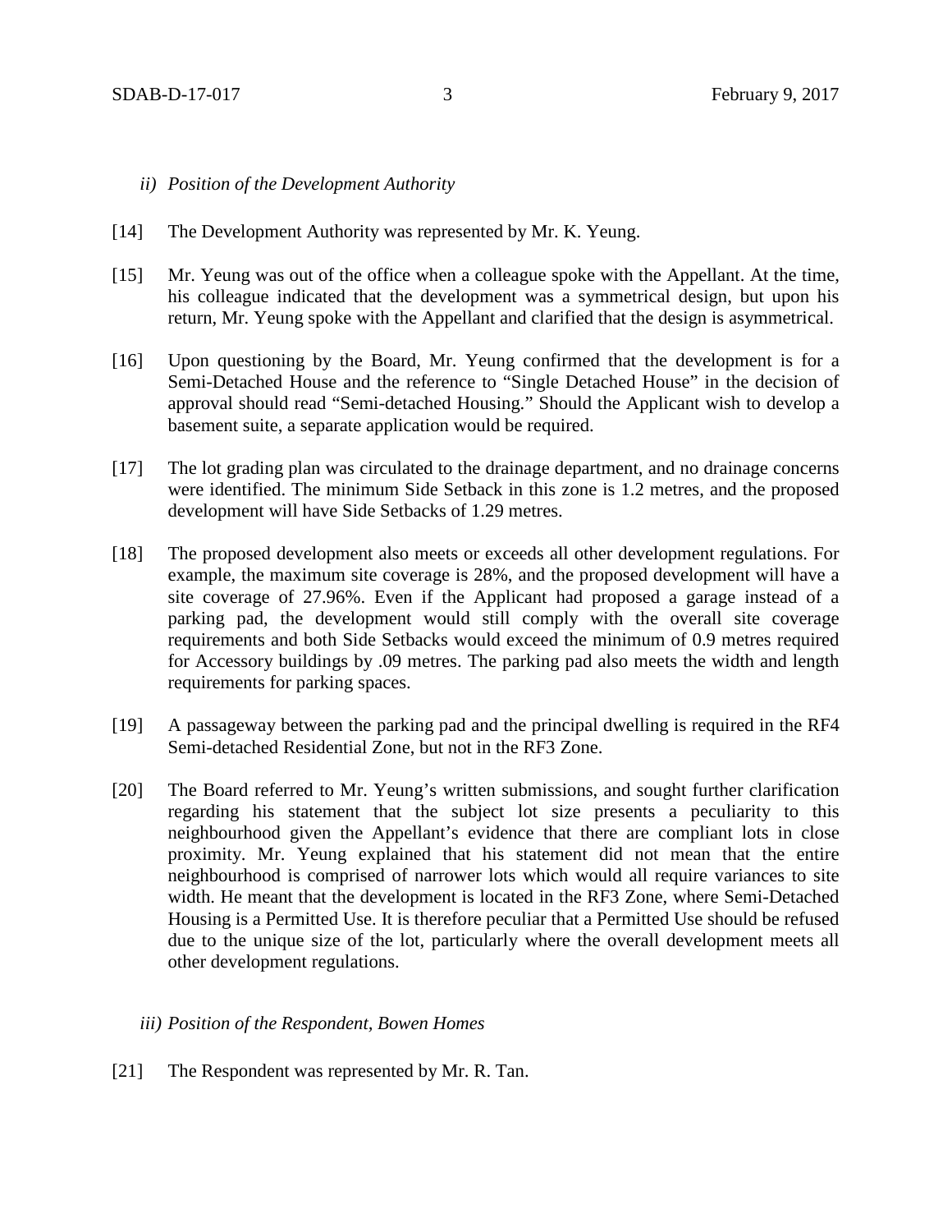*ii) Position of the Development Authority*

[14] The Development Authority was represented by Mr. K. Yeung.

[15] Mr. Yeung was out of the office when a colleague spoke with the Appellant. At the time, his colleague indicated that the development was a symmetrical design, but upon his return, Mr. Yeung spoke with the Appellant and clarified that the design is asymmetrical.

[16] Upon questioning by the Board, Mr. Yeung confirmed that the development is for a Semi-Detached House and the reference to "Single Detached House" in the decision of approval should read "Semi-detached Housing." Should the Applicant wish to develop a basement suite, a separate application would be required.

[17] The lot grading plan was circulated to the drainage department, and no drainage concerns were identified. The minimum Side Setback in this zone is 1.2 metres, and the proposed development will have Side Setbacks of 1.29 metres.

[18] The proposed development also meets or exceeds all other development regulations. For example, the maximum site coverage is 28%, and the proposed development will have a site coverage of 27.96%. Even if the Applicant had proposed a garage instead of a parking pad, the development would still comply with the overall site coverage requirements and both Side Setbacks would exceed the minimum of 0.9 metres required for Accessory buildings by .09 metres. The parking pad also meets the width and length requirements for parking spaces.

[19] A passageway between the parking pad and the principal dwelling is required in the RF4 Semi-detached Residential Zone, but not in the RF3 Zone.

[20] The Board referred to Mr. Yeung's written submissions, and sought further clarification regarding his statement that the subject lot size presents a peculiarity to this neighbourhood given the Appellant's evidence that there are compliant lots in close proximity. Mr. Yeung explained that his statement did not mean that the entire neighbourhood is comprised of narrower lots which would all require variances to site width. He meant that the development is located in the RF3 Zone, where Semi-Detached Housing is a Permitted Use. It is therefore peculiar that a Permitted Use should be refused due to the unique size of the lot, particularly where the overall development meets all other development regulations.

*iii) Position of the Respondent, Bowen Homes*

[21] The Respondent was represented by Mr. R. Tan.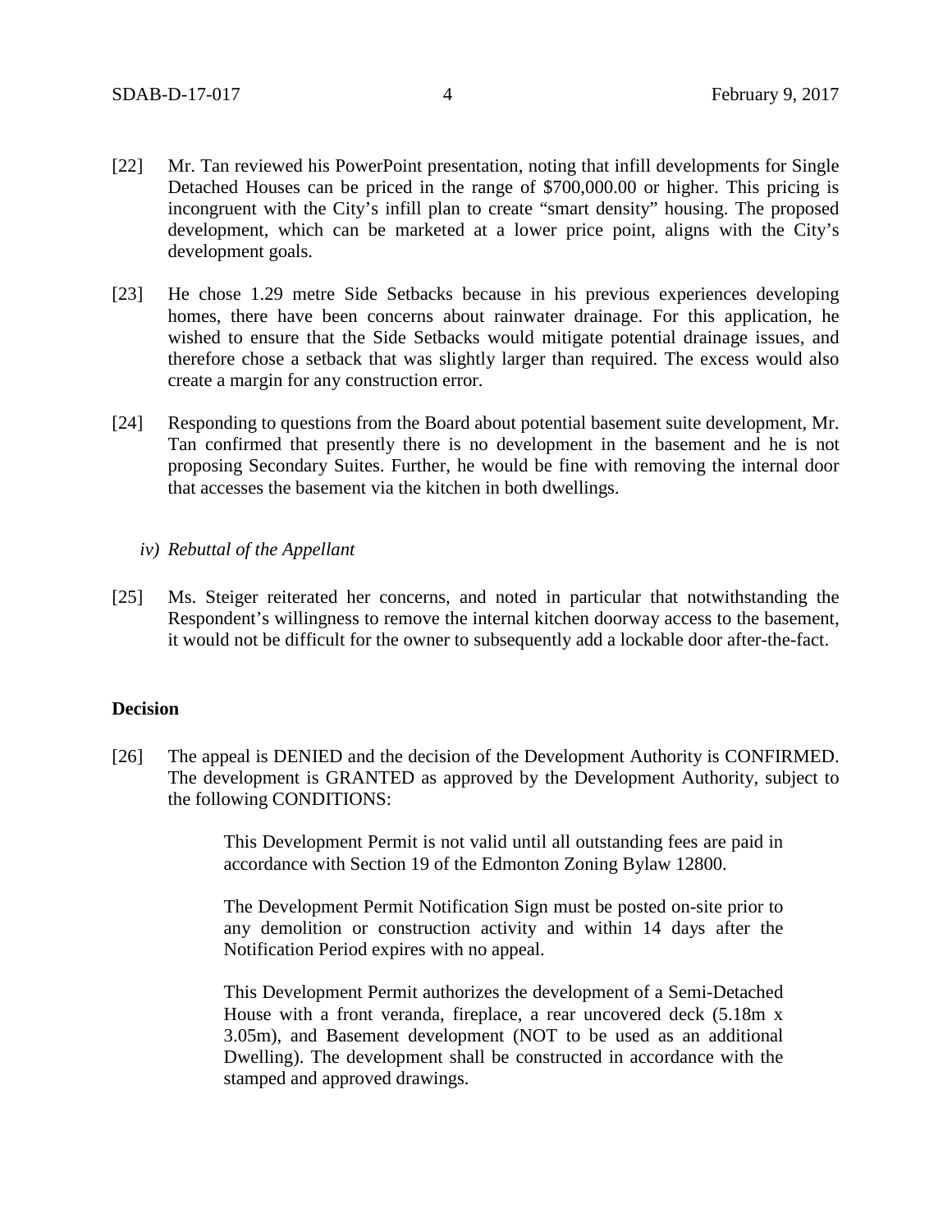[22] Mr. Tan reviewed his PowerPoint presentation, noting that infill developments for Single Detached Houses can be priced in the range of $700,000.00 or higher. This pricing is incongruent with the City's infill plan to create "smart density" housing. The proposed development, which can be marketed at a lower price point, aligns with the City's development goals.

[23] He chose 1.29 metre Side Setbacks because in his previous experiences developing homes, there have been concerns about rainwater drainage. For this application, he wished to ensure that the Side Setbacks would mitigate potential drainage issues, and therefore chose a setback that was slightly larger than required. The excess would also create a margin for any construction error.

[24] Responding to questions from the Board about potential basement suite development, Mr. Tan confirmed that presently there is no development in the basement and he is not proposing Secondary Suites. Further, he would be fine with removing the internal door that accesses the basement via the kitchen in both dwellings.

*iv) Rebuttal of the Appellant*

[25] Ms. Steiger reiterated her concerns, and noted in particular that notwithstanding the Respondent's willingness to remove the internal kitchen doorway access to the basement, it would not be difficult for the owner to subsequently add a lockable door after-the-fact.

**Decision**

[26] The appeal is DENIED and the decision of the Development Authority is CONFIRMED. The development is GRANTED as approved by the Development Authority, subject to the following CONDITIONS:

> This Development Permit is not valid until all outstanding fees are paid in accordance with Section 19 of the Edmonton Zoning Bylaw 12800.
>
> The Development Permit Notification Sign must be posted on-site prior to any demolition or construction activity and within 14 days after the Notification Period expires with no appeal.
>
> This Development Permit authorizes the development of a Semi-Detached House with a front veranda, fireplace, a rear uncovered deck (5.18m x 3.05m), and Basement development (NOT to be used as an additional Dwelling). The development shall be constructed in accordance with the stamped and approved drawings.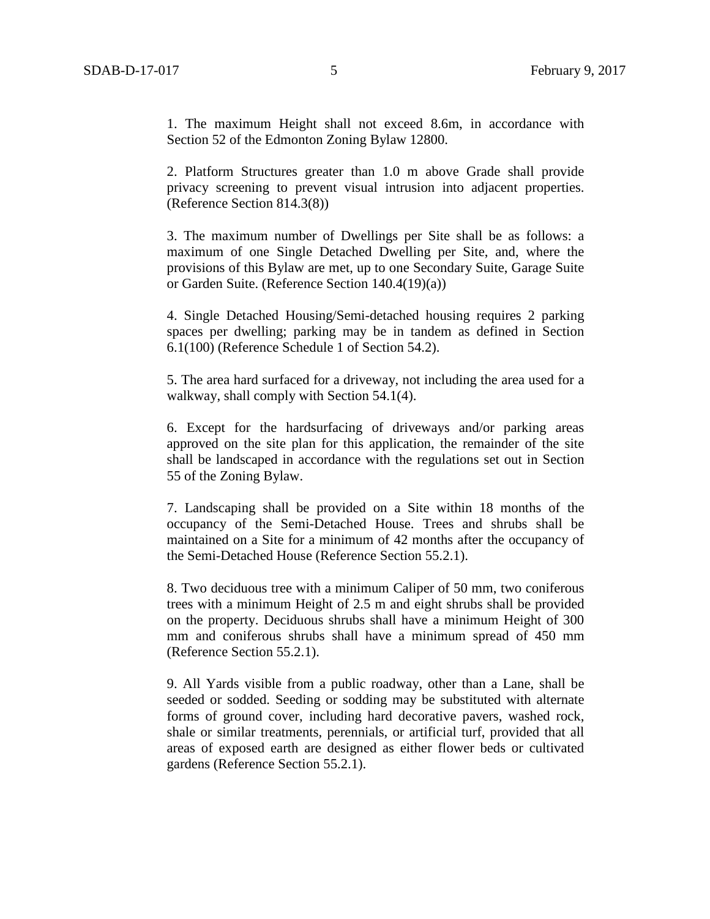1. The maximum Height shall not exceed 8.6m, in accordance with Section 52 of the Edmonton Zoning Bylaw 12800.

2. Platform Structures greater than 1.0 m above Grade shall provide privacy screening to prevent visual intrusion into adjacent properties. (Reference Section 814.3(8))

3. The maximum number of Dwellings per Site shall be as follows: a maximum of one Single Detached Dwelling per Site, and, where the provisions of this Bylaw are met, up to one Secondary Suite, Garage Suite or Garden Suite. (Reference Section 140.4(19)(a))

4. Single Detached Housing/Semi-detached housing requires 2 parking spaces per dwelling; parking may be in tandem as defined in Section 6.1(100) (Reference Schedule 1 of Section 54.2).

5. The area hard surfaced for a driveway, not including the area used for a walkway, shall comply with Section 54.1(4).

6. Except for the hardsurfacing of driveways and/or parking areas approved on the site plan for this application, the remainder of the site shall be landscaped in accordance with the regulations set out in Section 55 of the Zoning Bylaw.

7. Landscaping shall be provided on a Site within 18 months of the occupancy of the Semi-Detached House. Trees and shrubs shall be maintained on a Site for a minimum of 42 months after the occupancy of the Semi-Detached House (Reference Section 55.2.1).

8. Two deciduous tree with a minimum Caliper of 50 mm, two coniferous trees with a minimum Height of 2.5 m and eight shrubs shall be provided on the property. Deciduous shrubs shall have a minimum Height of 300 mm and coniferous shrubs shall have a minimum spread of 450 mm (Reference Section 55.2.1).

9. All Yards visible from a public roadway, other than a Lane, shall be seeded or sodded. Seeding or sodding may be substituted with alternate forms of ground cover, including hard decorative pavers, washed rock, shale or similar treatments, perennials, or artificial turf, provided that all areas of exposed earth are designed as either flower beds or cultivated gardens (Reference Section 55.2.1).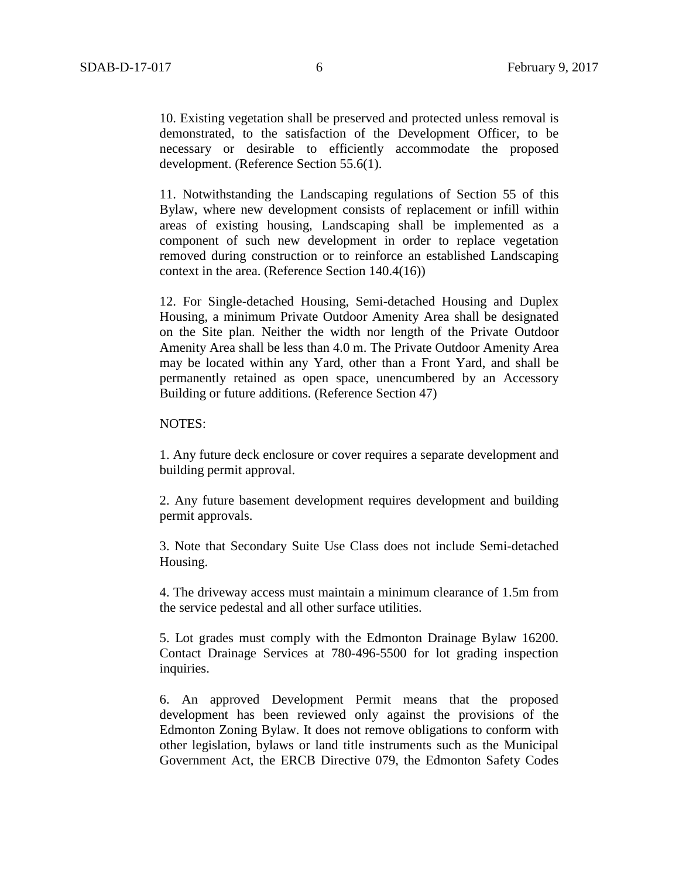10. Existing vegetation shall be preserved and protected unless removal is demonstrated, to the satisfaction of the Development Officer, to be necessary or desirable to efficiently accommodate the proposed development. (Reference Section 55.6(1).

11. Notwithstanding the Landscaping regulations of Section 55 of this Bylaw, where new development consists of replacement or infill within areas of existing housing, Landscaping shall be implemented as a component of such new development in order to replace vegetation removed during construction or to reinforce an established Landscaping context in the area. (Reference Section 140.4(16))

12. For Single-detached Housing, Semi-detached Housing and Duplex Housing, a minimum Private Outdoor Amenity Area shall be designated on the Site plan. Neither the width nor length of the Private Outdoor Amenity Area shall be less than 4.0 m. The Private Outdoor Amenity Area may be located within any Yard, other than a Front Yard, and shall be permanently retained as open space, unencumbered by an Accessory Building or future additions. (Reference Section 47)

NOTES:

1. Any future deck enclosure or cover requires a separate development and building permit approval.

2. Any future basement development requires development and building permit approvals.

3. Note that Secondary Suite Use Class does not include Semi-detached Housing.

4. The driveway access must maintain a minimum clearance of 1.5m from the service pedestal and all other surface utilities.

5. Lot grades must comply with the Edmonton Drainage Bylaw 16200. Contact Drainage Services at 780-496-5500 for lot grading inspection inquiries.

6. An approved Development Permit means that the proposed development has been reviewed only against the provisions of the Edmonton Zoning Bylaw. It does not remove obligations to conform with other legislation, bylaws or land title instruments such as the Municipal Government Act, the ERCB Directive 079, the Edmonton Safety Codes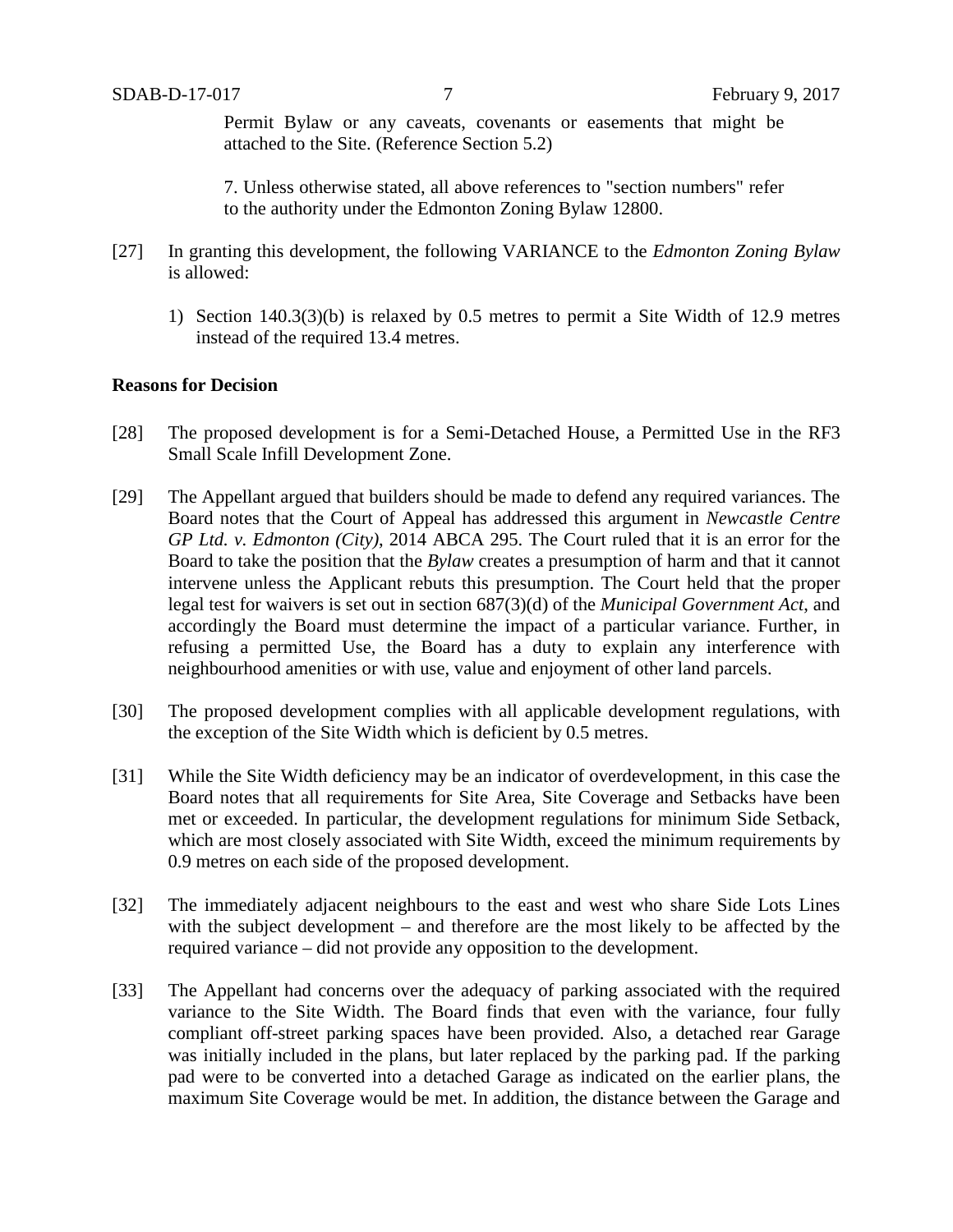Permit Bylaw or any caveats, covenants or easements that might be attached to the Site. (Reference Section 5.2)

7. Unless otherwise stated, all above references to "section numbers" refer to the authority under the Edmonton Zoning Bylaw 12800.

[27] In granting this development, the following VARIANCE to the *Edmonton Zoning Bylaw* is allowed:

1) Section 140.3(3)(b) is relaxed by 0.5 metres to permit a Site Width of 12.9 metres instead of the required 13.4 metres.

**Reasons for Decision**

[28] The proposed development is for a Semi-Detached House, a Permitted Use in the RF3 Small Scale Infill Development Zone.

[29] The Appellant argued that builders should be made to defend any required variances. The Board notes that the Court of Appeal has addressed this argument in *Newcastle Centre GP Ltd. v. Edmonton (City)*, 2014 ABCA 295. The Court ruled that it is an error for the Board to take the position that the *Bylaw* creates a presumption of harm and that it cannot intervene unless the Applicant rebuts this presumption. The Court held that the proper legal test for waivers is set out in section 687(3)(d) of the *Municipal Government Act*, and accordingly the Board must determine the impact of a particular variance. Further, in refusing a permitted Use, the Board has a duty to explain any interference with neighbourhood amenities or with use, value and enjoyment of other land parcels.

[30] The proposed development complies with all applicable development regulations, with the exception of the Site Width which is deficient by 0.5 metres.

[31] While the Site Width deficiency may be an indicator of overdevelopment, in this case the Board notes that all requirements for Site Area, Site Coverage and Setbacks have been met or exceeded. In particular, the development regulations for minimum Side Setback, which are most closely associated with Site Width, exceed the minimum requirements by 0.9 metres on each side of the proposed development.

[32] The immediately adjacent neighbours to the east and west who share Side Lots Lines with the subject development – and therefore are the most likely to be affected by the required variance – did not provide any opposition to the development.

[33] The Appellant had concerns over the adequacy of parking associated with the required variance to the Site Width. The Board finds that even with the variance, four fully compliant off-street parking spaces have been provided. Also, a detached rear Garage was initially included in the plans, but later replaced by the parking pad. If the parking pad were to be converted into a detached Garage as indicated on the earlier plans, the maximum Site Coverage would be met. In addition, the distance between the Garage and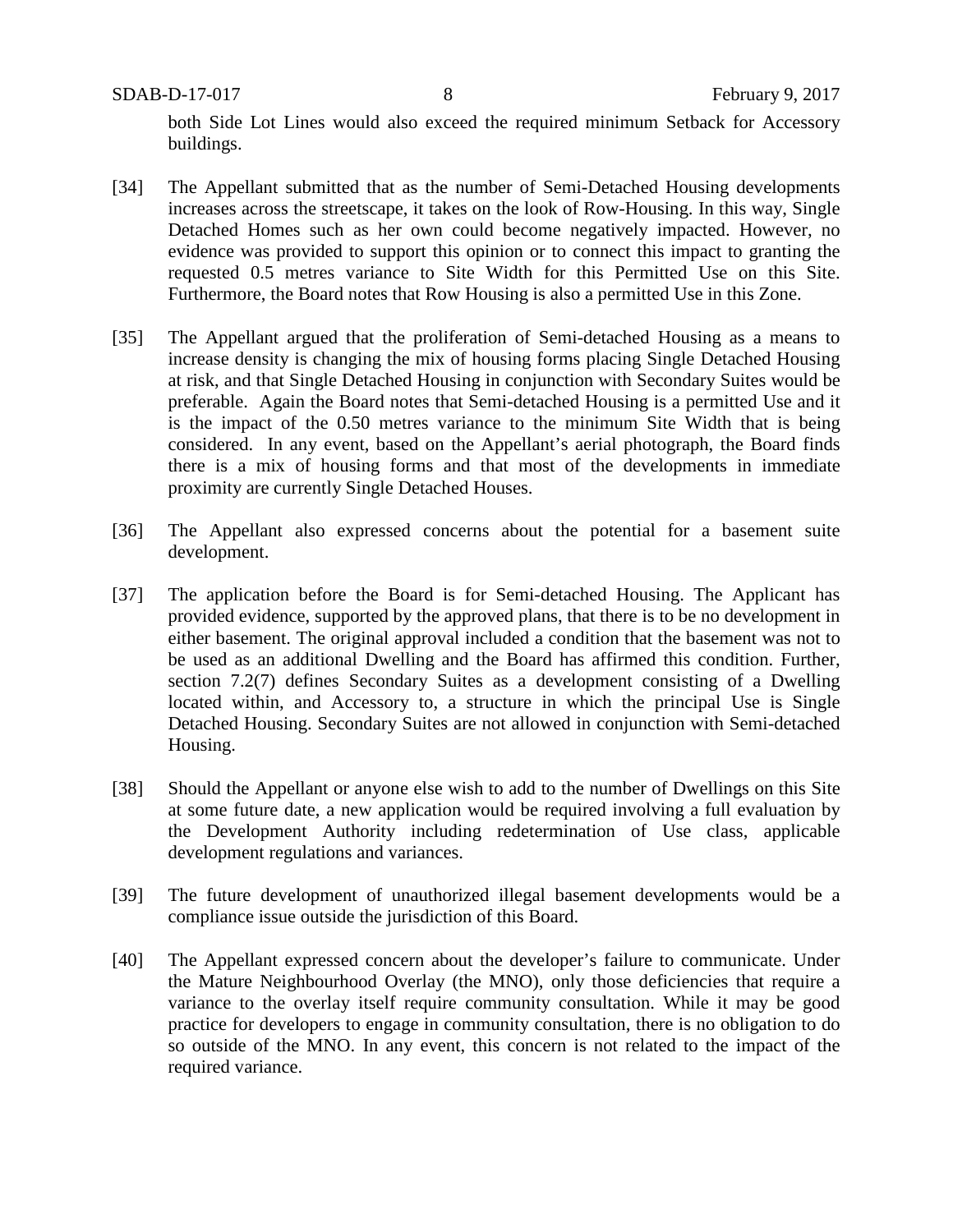both Side Lot Lines would also exceed the required minimum Setback for Accessory buildings.

[34] The Appellant submitted that as the number of Semi-Detached Housing developments increases across the streetscape, it takes on the look of Row-Housing. In this way, Single Detached Homes such as her own could become negatively impacted. However, no evidence was provided to support this opinion or to connect this impact to granting the requested 0.5 metres variance to Site Width for this Permitted Use on this Site. Furthermore, the Board notes that Row Housing is also a permitted Use in this Zone.

[35] The Appellant argued that the proliferation of Semi-detached Housing as a means to increase density is changing the mix of housing forms placing Single Detached Housing at risk, and that Single Detached Housing in conjunction with Secondary Suites would be preferable. Again the Board notes that Semi-detached Housing is a permitted Use and it is the impact of the 0.50 metres variance to the minimum Site Width that is being considered. In any event, based on the Appellant's aerial photograph, the Board finds there is a mix of housing forms and that most of the developments in immediate proximity are currently Single Detached Houses.

[36] The Appellant also expressed concerns about the potential for a basement suite development.

[37] The application before the Board is for Semi-detached Housing. The Applicant has provided evidence, supported by the approved plans, that there is to be no development in either basement. The original approval included a condition that the basement was not to be used as an additional Dwelling and the Board has affirmed this condition. Further, section 7.2(7) defines Secondary Suites as a development consisting of a Dwelling located within, and Accessory to, a structure in which the principal Use is Single Detached Housing. Secondary Suites are not allowed in conjunction with Semi-detached Housing.

[38] Should the Appellant or anyone else wish to add to the number of Dwellings on this Site at some future date, a new application would be required involving a full evaluation by the Development Authority including redetermination of Use class, applicable development regulations and variances.

[39] The future development of unauthorized illegal basement developments would be a compliance issue outside the jurisdiction of this Board.

[40] The Appellant expressed concern about the developer's failure to communicate. Under the Mature Neighbourhood Overlay (the MNO), only those deficiencies that require a variance to the overlay itself require community consultation. While it may be good practice for developers to engage in community consultation, there is no obligation to do so outside of the MNO. In any event, this concern is not related to the impact of the required variance.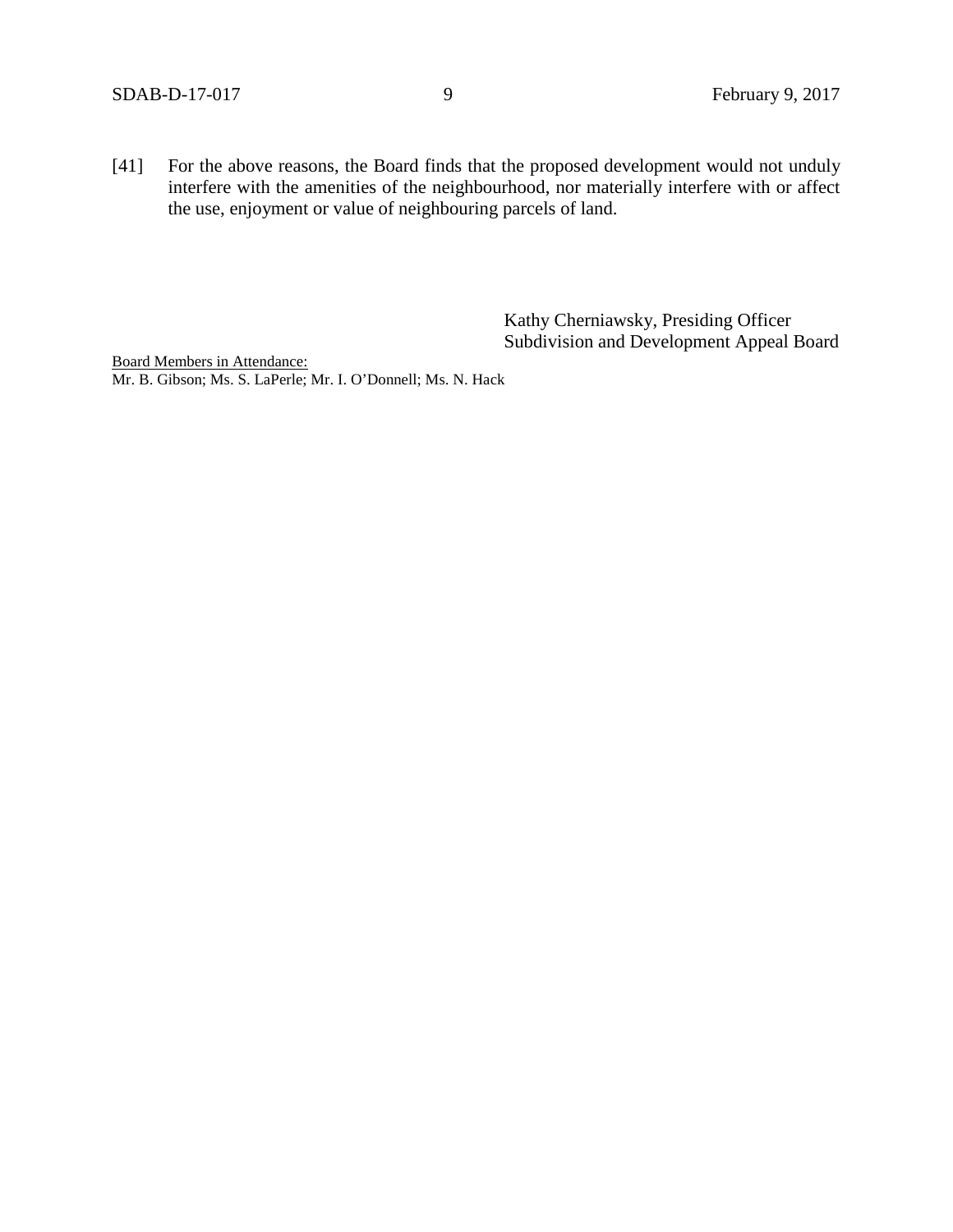[41] For the above reasons, the Board finds that the proposed development would not unduly interfere with the amenities of the neighbourhood, nor materially interfere with or affect the use, enjoyment or value of neighbouring parcels of land.

Kathy Cherniawsky, Presiding Officer
Subdivision and Development Appeal Board

Board Members in Attendance:
Mr. B. Gibson; Ms. S. LaPerle; Mr. I. O'Donnell; Ms. N. Hack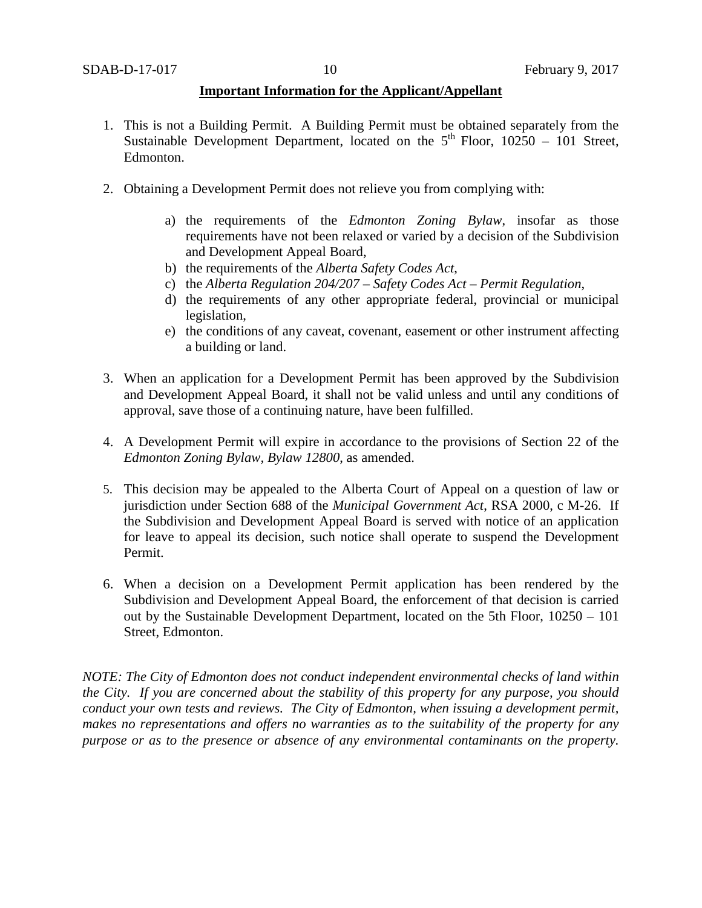**Important Information for the Applicant/Appellant**

1. This is not a Building Permit. A Building Permit must be obtained separately from the Sustainable Development Department, located on the 5th Floor, 10250 – 101 Street, Edmonton.

2. Obtaining a Development Permit does not relieve you from complying with:

    a) the requirements of the *Edmonton Zoning Bylaw*, insofar as those requirements have not been relaxed or varied by a decision of the Subdivision and Development Appeal Board,
    b) the requirements of the *Alberta Safety Codes Act*,
    c) the *Alberta Regulation 204/207 – Safety Codes Act – Permit Regulation*,
    d) the requirements of any other appropriate federal, provincial or municipal legislation,
    e) the conditions of any caveat, covenant, easement or other instrument affecting a building or land.

3. When an application for a Development Permit has been approved by the Subdivision and Development Appeal Board, it shall not be valid unless and until any conditions of approval, save those of a continuing nature, have been fulfilled.

4. A Development Permit will expire in accordance to the provisions of Section 22 of the *Edmonton Zoning Bylaw, Bylaw 12800*, as amended.

5. This decision may be appealed to the Alberta Court of Appeal on a question of law or jurisdiction under Section 688 of the *Municipal Government Act*, RSA 2000, c M-26. If the Subdivision and Development Appeal Board is served with notice of an application for leave to appeal its decision, such notice shall operate to suspend the Development Permit.

6. When a decision on a Development Permit application has been rendered by the Subdivision and Development Appeal Board, the enforcement of that decision is carried out by the Sustainable Development Department, located on the 5th Floor, 10250 – 101 Street, Edmonton.

*NOTE: The City of Edmonton does not conduct independent environmental checks of land within the City. If you are concerned about the stability of this property for any purpose, you should conduct your own tests and reviews. The City of Edmonton, when issuing a development permit, makes no representations and offers no warranties as to the suitability of the property for any purpose or as to the presence or absence of any environmental contaminants on the property.*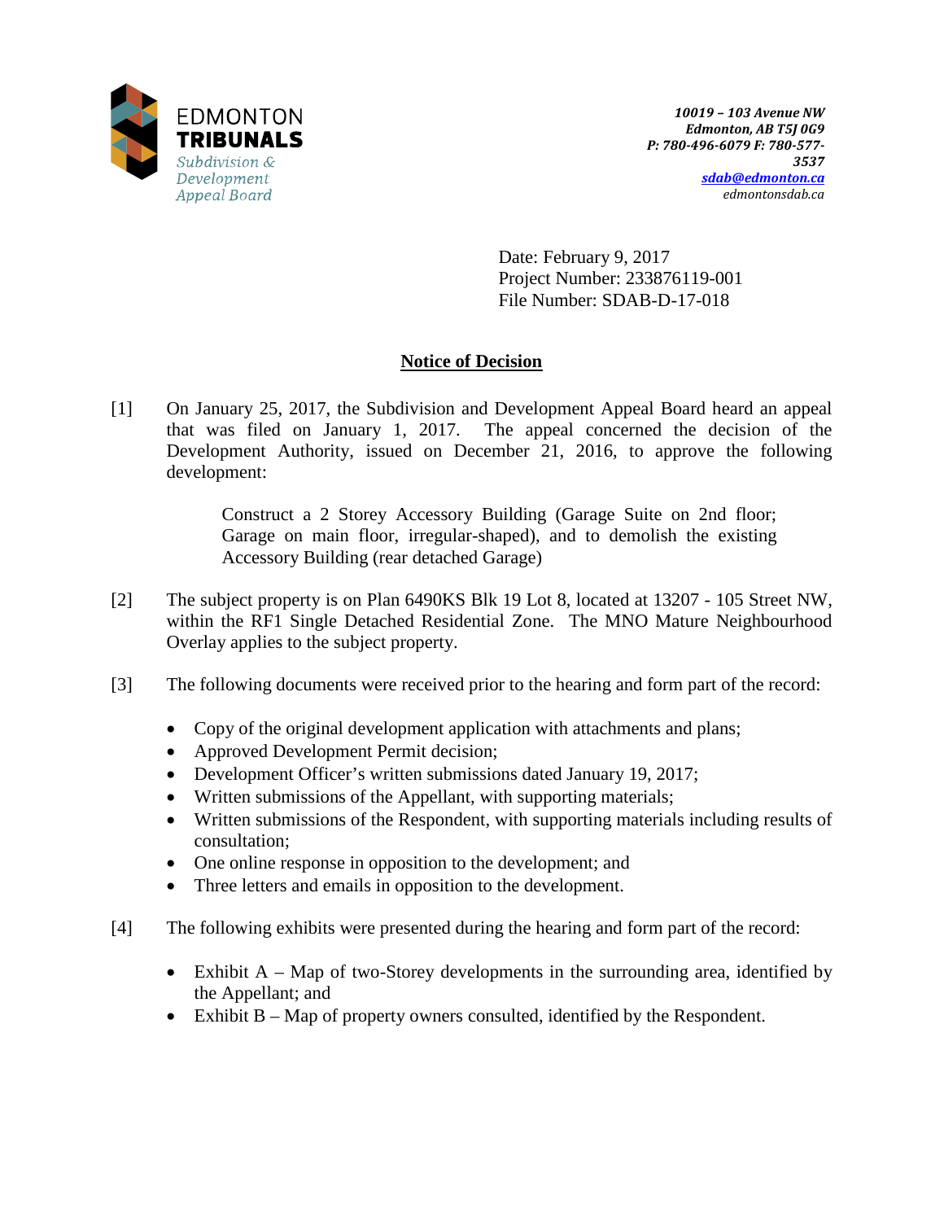EDMONTON
**TRIBUNALS**
*Subdivision & Development Appeal Board*

***10019 – 103 Avenue NW***
***Edmonton, AB T5J 0G9***
***P: 780-496-6079 F: 780-577-3537***
***sdab@edmonton.ca***
*edmontonsdab.ca*

Date: February 9, 2017
Project Number: 233876119-001
File Number: SDAB-D-17-018

## Notice of Decision

[1] On January 25, 2017, the Subdivision and Development Appeal Board heard an appeal that was filed on January 1, 2017. The appeal concerned the decision of the Development Authority, issued on December 21, 2016, to approve the following development:

> Construct a 2 Storey Accessory Building (Garage Suite on 2nd floor; Garage on main floor, irregular-shaped), and to demolish the existing Accessory Building (rear detached Garage)

[2] The subject property is on Plan 6490KS Blk 19 Lot 8, located at 13207 - 105 Street NW, within the RF1 Single Detached Residential Zone. The MNO Mature Neighbourhood Overlay applies to the subject property.

[3] The following documents were received prior to the hearing and form part of the record:

- Copy of the original development application with attachments and plans;
- Approved Development Permit decision;
- Development Officer's written submissions dated January 19, 2017;
- Written submissions of the Appellant, with supporting materials;
- Written submissions of the Respondent, with supporting materials including results of consultation;
- One online response in opposition to the development; and
- Three letters and emails in opposition to the development.

[4] The following exhibits were presented during the hearing and form part of the record:

- Exhibit A – Map of two-Storey developments in the surrounding area, identified by the Appellant; and
- Exhibit B – Map of property owners consulted, identified by the Respondent.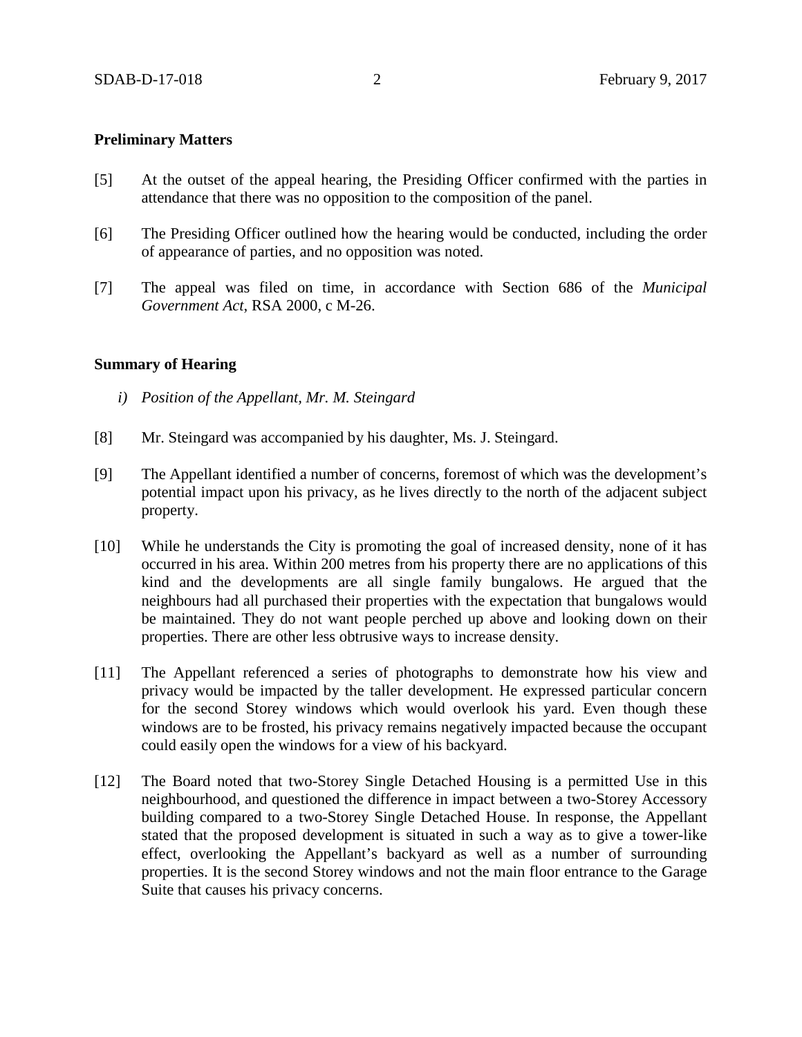### Preliminary Matters

[5] At the outset of the appeal hearing, the Presiding Officer confirmed with the parties in attendance that there was no opposition to the composition of the panel.

[6] The Presiding Officer outlined how the hearing would be conducted, including the order of appearance of parties, and no opposition was noted.

[7] The appeal was filed on time, in accordance with Section 686 of the *Municipal Government Act*, RSA 2000, c M-26.

### Summary of Hearing

*i) Position of the Appellant, Mr. M. Steingard*

[8] Mr. Steingard was accompanied by his daughter, Ms. J. Steingard.

[9] The Appellant identified a number of concerns, foremost of which was the development's potential impact upon his privacy, as he lives directly to the north of the adjacent subject property.

[10] While he understands the City is promoting the goal of increased density, none of it has occurred in his area. Within 200 metres from his property there are no applications of this kind and the developments are all single family bungalows. He argued that the neighbours had all purchased their properties with the expectation that bungalows would be maintained. They do not want people perched up above and looking down on their properties. There are other less obtrusive ways to increase density.

[11] The Appellant referenced a series of photographs to demonstrate how his view and privacy would be impacted by the taller development. He expressed particular concern for the second Storey windows which would overlook his yard. Even though these windows are to be frosted, his privacy remains negatively impacted because the occupant could easily open the windows for a view of his backyard.

[12] The Board noted that two-Storey Single Detached Housing is a permitted Use in this neighbourhood, and questioned the difference in impact between a two-Storey Accessory building compared to a two-Storey Single Detached House. In response, the Appellant stated that the proposed development is situated in such a way as to give a tower-like effect, overlooking the Appellant's backyard as well as a number of surrounding properties. It is the second Storey windows and not the main floor entrance to the Garage Suite that causes his privacy concerns.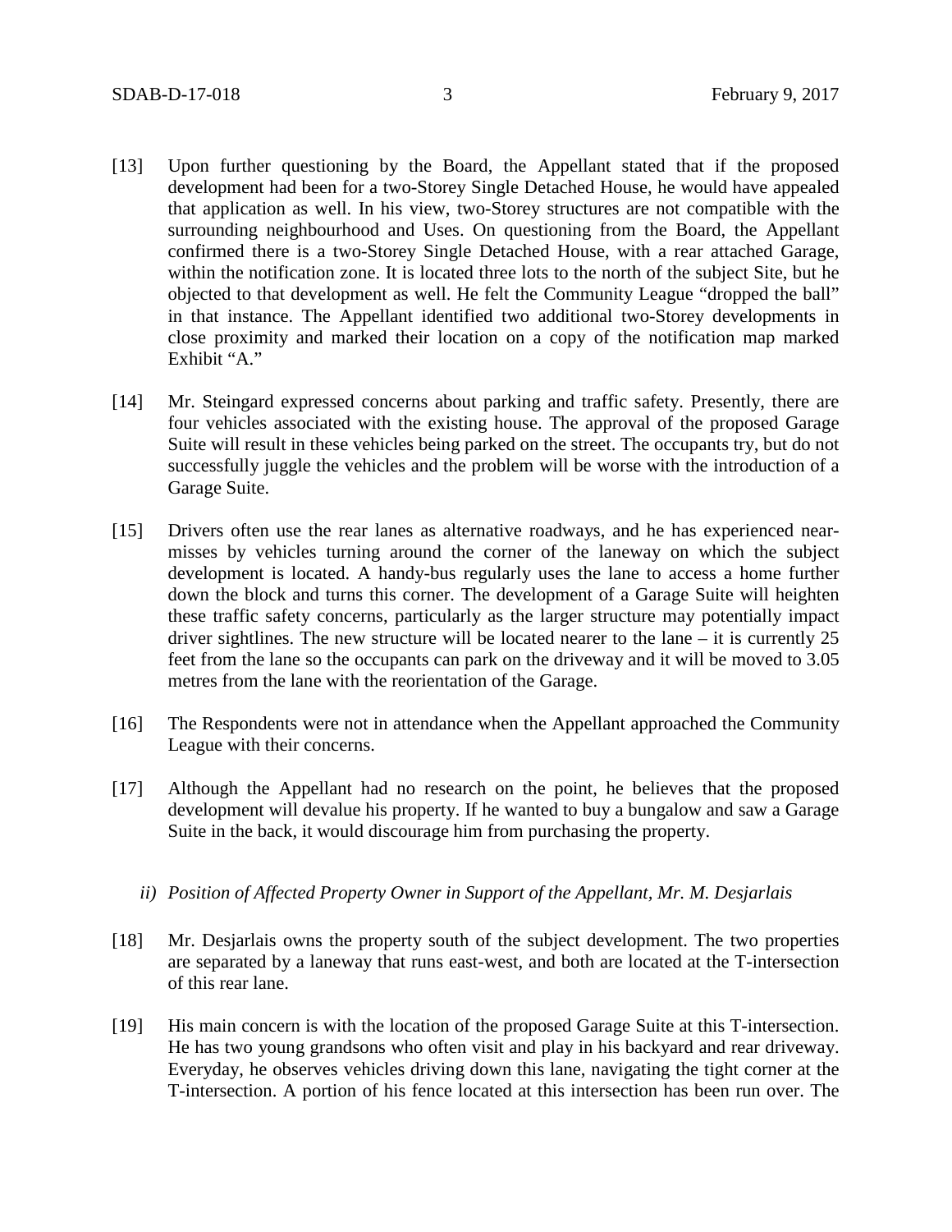[13] Upon further questioning by the Board, the Appellant stated that if the proposed development had been for a two-Storey Single Detached House, he would have appealed that application as well. In his view, two-Storey structures are not compatible with the surrounding neighbourhood and Uses. On questioning from the Board, the Appellant confirmed there is a two-Storey Single Detached House, with a rear attached Garage, within the notification zone. It is located three lots to the north of the subject Site, but he objected to that development as well. He felt the Community League "dropped the ball" in that instance. The Appellant identified two additional two-Storey developments in close proximity and marked their location on a copy of the notification map marked Exhibit "A."

[14] Mr. Steingard expressed concerns about parking and traffic safety. Presently, there are four vehicles associated with the existing house. The approval of the proposed Garage Suite will result in these vehicles being parked on the street. The occupants try, but do not successfully juggle the vehicles and the problem will be worse with the introduction of a Garage Suite.

[15] Drivers often use the rear lanes as alternative roadways, and he has experienced near-misses by vehicles turning around the corner of the laneway on which the subject development is located. A handy-bus regularly uses the lane to access a home further down the block and turns this corner. The development of a Garage Suite will heighten these traffic safety concerns, particularly as the larger structure may potentially impact driver sightlines. The new structure will be located nearer to the lane – it is currently 25 feet from the lane so the occupants can park on the driveway and it will be moved to 3.05 metres from the lane with the reorientation of the Garage.

[16] The Respondents were not in attendance when the Appellant approached the Community League with their concerns.

[17] Although the Appellant had no research on the point, he believes that the proposed development will devalue his property. If he wanted to buy a bungalow and saw a Garage Suite in the back, it would discourage him from purchasing the property.

*ii) Position of Affected Property Owner in Support of the Appellant, Mr. M. Desjarlais*

[18] Mr. Desjarlais owns the property south of the subject development. The two properties are separated by a laneway that runs east-west, and both are located at the T-intersection of this rear lane.

[19] His main concern is with the location of the proposed Garage Suite at this T-intersection. He has two young grandsons who often visit and play in his backyard and rear driveway. Everyday, he observes vehicles driving down this lane, navigating the tight corner at the T-intersection. A portion of his fence located at this intersection has been run over. The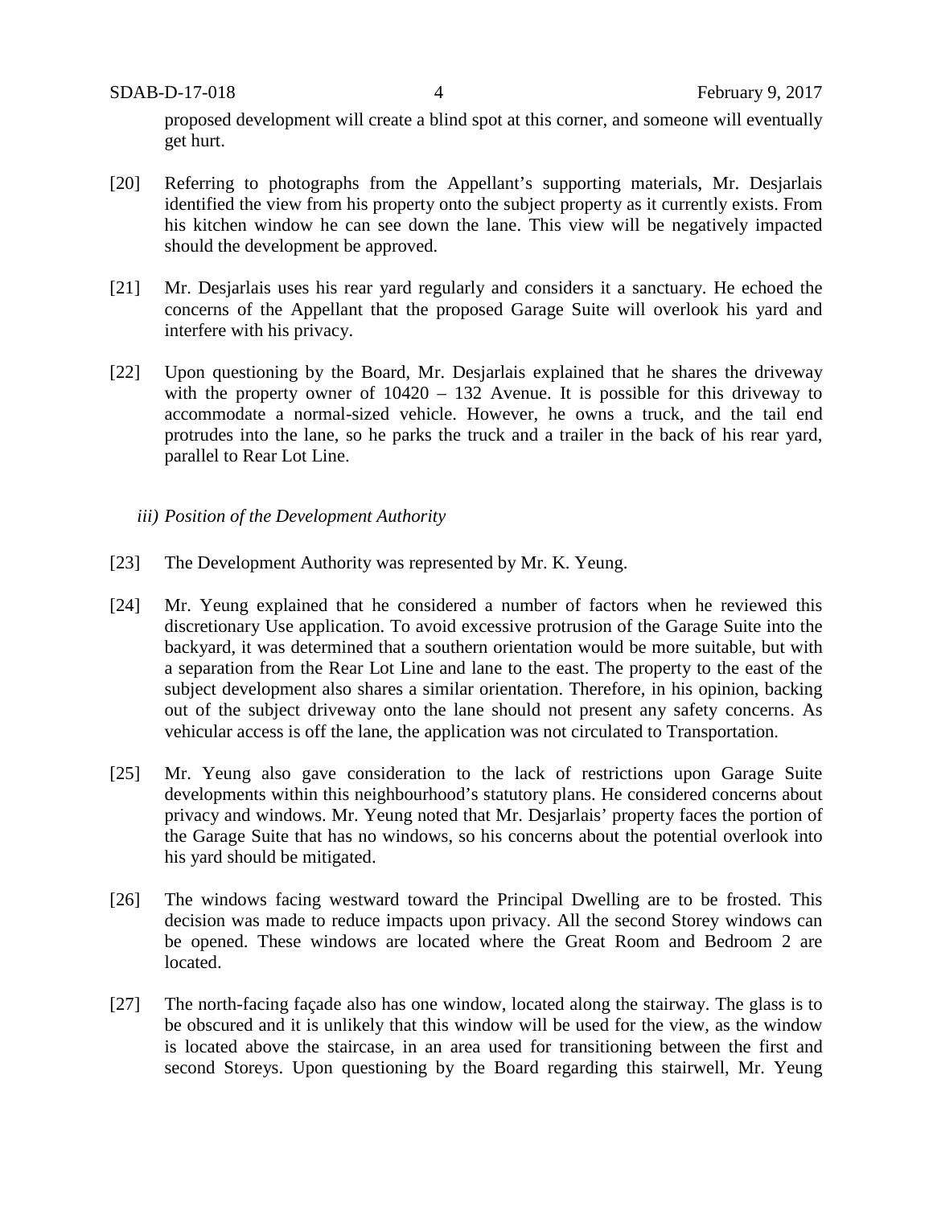proposed development will create a blind spot at this corner, and someone will eventually get hurt.

[20] Referring to photographs from the Appellant's supporting materials, Mr. Desjarlais identified the view from his property onto the subject property as it currently exists. From his kitchen window he can see down the lane. This view will be negatively impacted should the development be approved.

[21] Mr. Desjarlais uses his rear yard regularly and considers it a sanctuary. He echoed the concerns of the Appellant that the proposed Garage Suite will overlook his yard and interfere with his privacy.

[22] Upon questioning by the Board, Mr. Desjarlais explained that he shares the driveway with the property owner of 10420 – 132 Avenue. It is possible for this driveway to accommodate a normal-sized vehicle. However, he owns a truck, and the tail end protrudes into the lane, so he parks the truck and a trailer in the back of his rear yard, parallel to Rear Lot Line.

*iii) Position of the Development Authority*

[23] The Development Authority was represented by Mr. K. Yeung.

[24] Mr. Yeung explained that he considered a number of factors when he reviewed this discretionary Use application. To avoid excessive protrusion of the Garage Suite into the backyard, it was determined that a southern orientation would be more suitable, but with a separation from the Rear Lot Line and lane to the east. The property to the east of the subject development also shares a similar orientation. Therefore, in his opinion, backing out of the subject driveway onto the lane should not present any safety concerns. As vehicular access is off the lane, the application was not circulated to Transportation.

[25] Mr. Yeung also gave consideration to the lack of restrictions upon Garage Suite developments within this neighbourhood's statutory plans. He considered concerns about privacy and windows. Mr. Yeung noted that Mr. Desjarlais' property faces the portion of the Garage Suite that has no windows, so his concerns about the potential overlook into his yard should be mitigated.

[26] The windows facing westward toward the Principal Dwelling are to be frosted. This decision was made to reduce impacts upon privacy. All the second Storey windows can be opened. These windows are located where the Great Room and Bedroom 2 are located.

[27] The north-facing façade also has one window, located along the stairway. The glass is to be obscured and it is unlikely that this window will be used for the view, as the window is located above the staircase, in an area used for transitioning between the first and second Storeys. Upon questioning by the Board regarding this stairwell, Mr. Yeung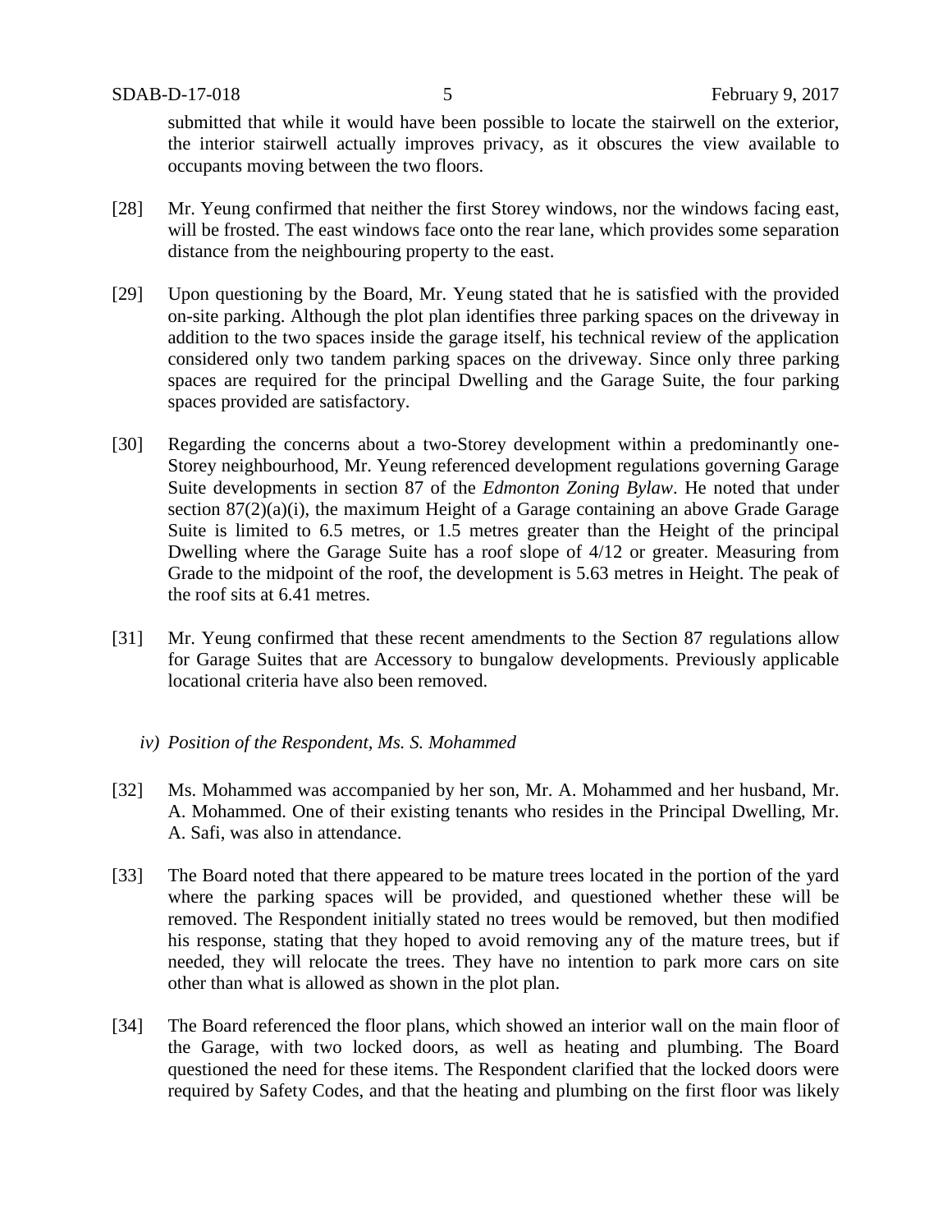submitted that while it would have been possible to locate the stairwell on the exterior, the interior stairwell actually improves privacy, as it obscures the view available to occupants moving between the two floors.

[28] Mr. Yeung confirmed that neither the first Storey windows, nor the windows facing east, will be frosted. The east windows face onto the rear lane, which provides some separation distance from the neighbouring property to the east.

[29] Upon questioning by the Board, Mr. Yeung stated that he is satisfied with the provided on-site parking. Although the plot plan identifies three parking spaces on the driveway in addition to the two spaces inside the garage itself, his technical review of the application considered only two tandem parking spaces on the driveway. Since only three parking spaces are required for the principal Dwelling and the Garage Suite, the four parking spaces provided are satisfactory.

[30] Regarding the concerns about a two-Storey development within a predominantly one-Storey neighbourhood, Mr. Yeung referenced development regulations governing Garage Suite developments in section 87 of the *Edmonton Zoning Bylaw*. He noted that under section 87(2)(a)(i), the maximum Height of a Garage containing an above Grade Garage Suite is limited to 6.5 metres, or 1.5 metres greater than the Height of the principal Dwelling where the Garage Suite has a roof slope of 4/12 or greater. Measuring from Grade to the midpoint of the roof, the development is 5.63 metres in Height. The peak of the roof sits at 6.41 metres.

[31] Mr. Yeung confirmed that these recent amendments to the Section 87 regulations allow for Garage Suites that are Accessory to bungalow developments. Previously applicable locational criteria have also been removed.

*iv) Position of the Respondent, Ms. S. Mohammed*

[32] Ms. Mohammed was accompanied by her son, Mr. A. Mohammed and her husband, Mr. A. Mohammed. One of their existing tenants who resides in the Principal Dwelling, Mr. A. Safi, was also in attendance.

[33] The Board noted that there appeared to be mature trees located in the portion of the yard where the parking spaces will be provided, and questioned whether these will be removed. The Respondent initially stated no trees would be removed, but then modified his response, stating that they hoped to avoid removing any of the mature trees, but if needed, they will relocate the trees. They have no intention to park more cars on site other than what is allowed as shown in the plot plan.

[34] The Board referenced the floor plans, which showed an interior wall on the main floor of the Garage, with two locked doors, as well as heating and plumbing. The Board questioned the need for these items. The Respondent clarified that the locked doors were required by Safety Codes, and that the heating and plumbing on the first floor was likely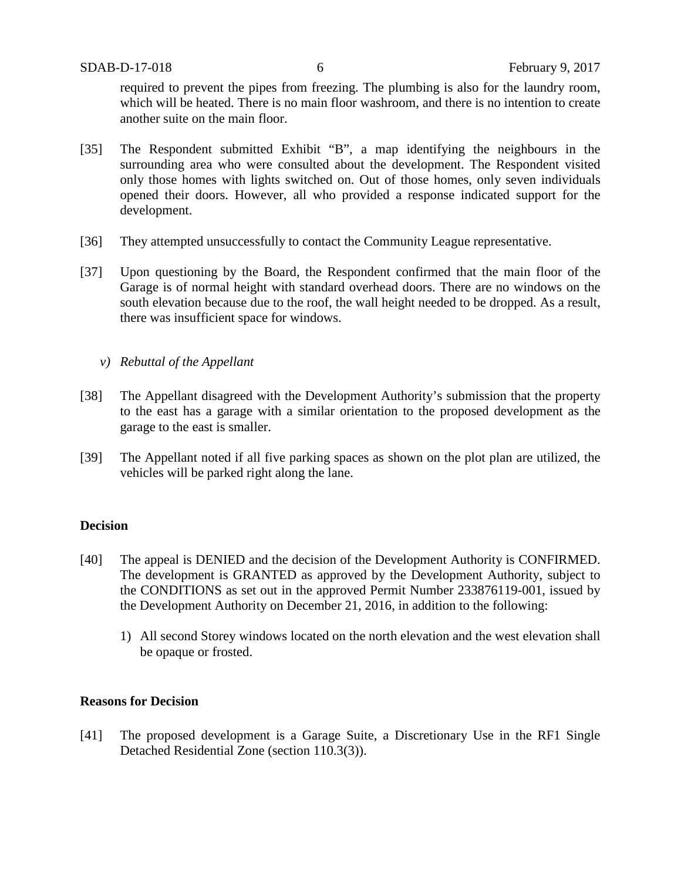required to prevent the pipes from freezing. The plumbing is also for the laundry room, which will be heated. There is no main floor washroom, and there is no intention to create another suite on the main floor.

[35] The Respondent submitted Exhibit "B", a map identifying the neighbours in the surrounding area who were consulted about the development. The Respondent visited only those homes with lights switched on. Out of those homes, only seven individuals opened their doors. However, all who provided a response indicated support for the development.

[36] They attempted unsuccessfully to contact the Community League representative.

[37] Upon questioning by the Board, the Respondent confirmed that the main floor of the Garage is of normal height with standard overhead doors. There are no windows on the south elevation because due to the roof, the wall height needed to be dropped. As a result, there was insufficient space for windows.

*v) Rebuttal of the Appellant*

[38] The Appellant disagreed with the Development Authority's submission that the property to the east has a garage with a similar orientation to the proposed development as the garage to the east is smaller.

[39] The Appellant noted if all five parking spaces as shown on the plot plan are utilized, the vehicles will be parked right along the lane.

**Decision**

[40] The appeal is DENIED and the decision of the Development Authority is CONFIRMED. The development is GRANTED as approved by the Development Authority, subject to the CONDITIONS as set out in the approved Permit Number 233876119-001, issued by the Development Authority on December 21, 2016, in addition to the following:

1) All second Storey windows located on the north elevation and the west elevation shall be opaque or frosted.

**Reasons for Decision**

[41] The proposed development is a Garage Suite, a Discretionary Use in the RF1 Single Detached Residential Zone (section 110.3(3)).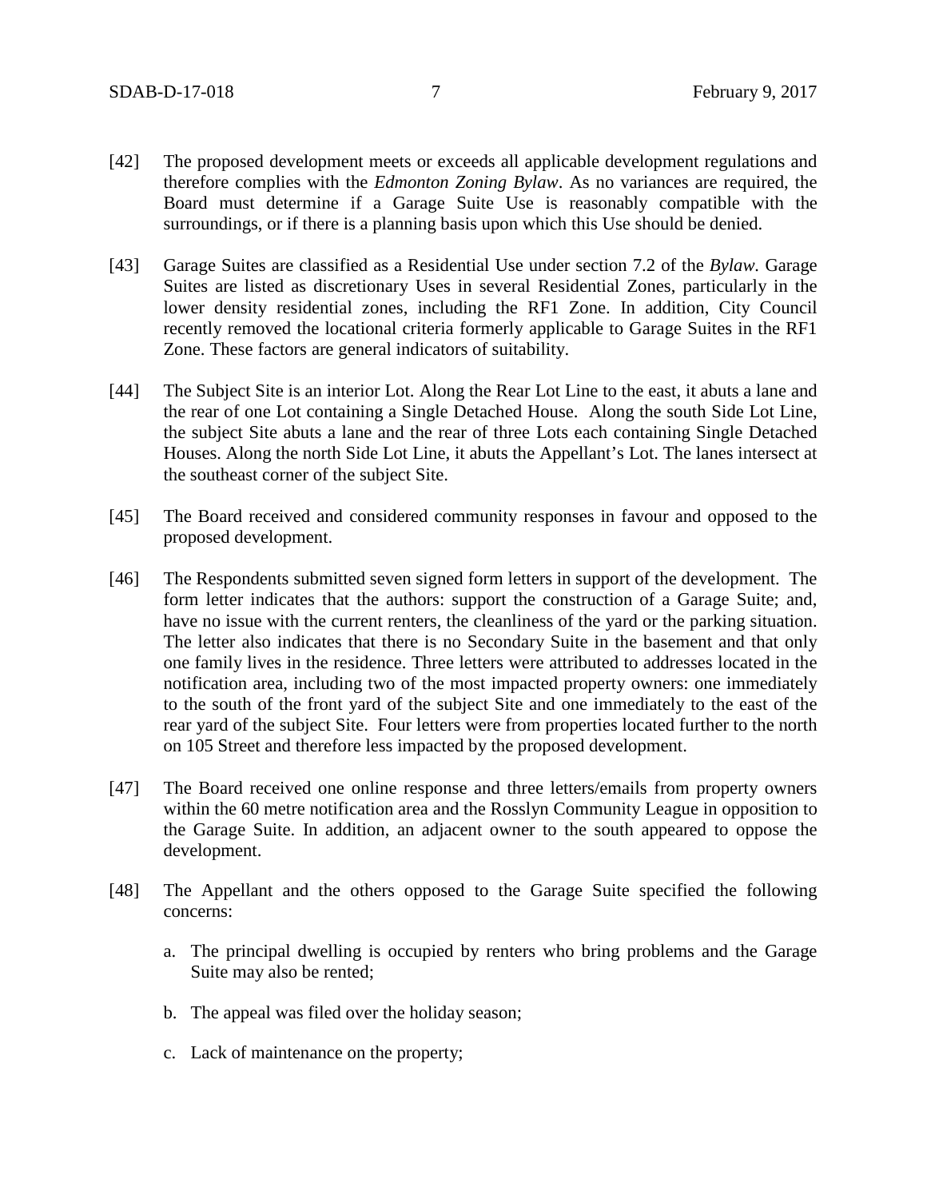[42] The proposed development meets or exceeds all applicable development regulations and therefore complies with the *Edmonton Zoning Bylaw*. As no variances are required, the Board must determine if a Garage Suite Use is reasonably compatible with the surroundings, or if there is a planning basis upon which this Use should be denied.

[43] Garage Suites are classified as a Residential Use under section 7.2 of the *Bylaw*. Garage Suites are listed as discretionary Uses in several Residential Zones, particularly in the lower density residential zones, including the RF1 Zone. In addition, City Council recently removed the locational criteria formerly applicable to Garage Suites in the RF1 Zone. These factors are general indicators of suitability.

[44] The Subject Site is an interior Lot. Along the Rear Lot Line to the east, it abuts a lane and the rear of one Lot containing a Single Detached House. Along the south Side Lot Line, the subject Site abuts a lane and the rear of three Lots each containing Single Detached Houses. Along the north Side Lot Line, it abuts the Appellant's Lot. The lanes intersect at the southeast corner of the subject Site.

[45] The Board received and considered community responses in favour and opposed to the proposed development.

[46] The Respondents submitted seven signed form letters in support of the development. The form letter indicates that the authors: support the construction of a Garage Suite; and, have no issue with the current renters, the cleanliness of the yard or the parking situation. The letter also indicates that there is no Secondary Suite in the basement and that only one family lives in the residence. Three letters were attributed to addresses located in the notification area, including two of the most impacted property owners: one immediately to the south of the front yard of the subject Site and one immediately to the east of the rear yard of the subject Site. Four letters were from properties located further to the north on 105 Street and therefore less impacted by the proposed development.

[47] The Board received one online response and three letters/emails from property owners within the 60 metre notification area and the Rosslyn Community League in opposition to the Garage Suite. In addition, an adjacent owner to the south appeared to oppose the development.

[48] The Appellant and the others opposed to the Garage Suite specified the following concerns:

a. The principal dwelling is occupied by renters who bring problems and the Garage Suite may also be rented;

b. The appeal was filed over the holiday season;

c. Lack of maintenance on the property;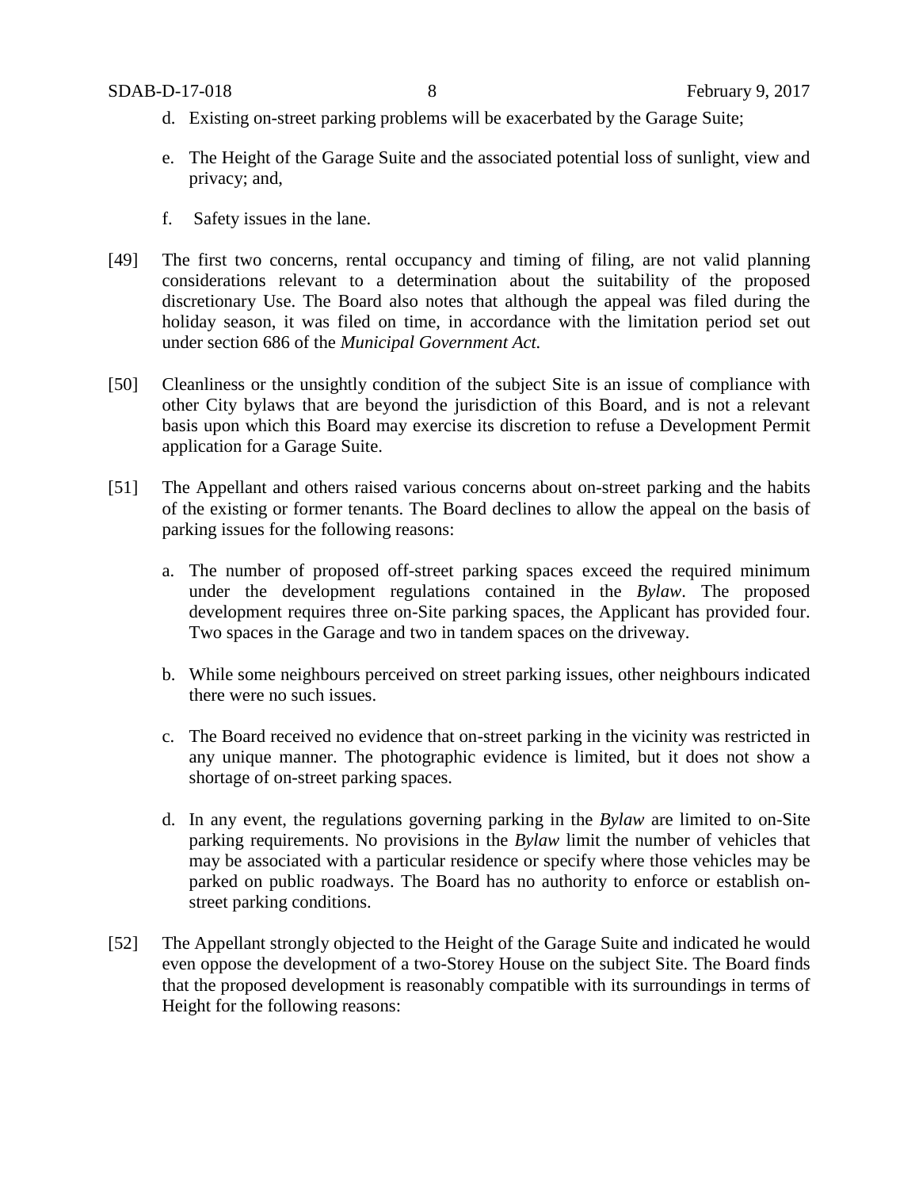d. Existing on-street parking problems will be exacerbated by the Garage Suite;

e. The Height of the Garage Suite and the associated potential loss of sunlight, view and privacy; and,

f. Safety issues in the lane.

[49] The first two concerns, rental occupancy and timing of filing, are not valid planning considerations relevant to a determination about the suitability of the proposed discretionary Use. The Board also notes that although the appeal was filed during the holiday season, it was filed on time, in accordance with the limitation period set out under section 686 of the *Municipal Government Act.*

[50] Cleanliness or the unsightly condition of the subject Site is an issue of compliance with other City bylaws that are beyond the jurisdiction of this Board, and is not a relevant basis upon which this Board may exercise its discretion to refuse a Development Permit application for a Garage Suite.

[51] The Appellant and others raised various concerns about on-street parking and the habits of the existing or former tenants. The Board declines to allow the appeal on the basis of parking issues for the following reasons:

a. The number of proposed off-street parking spaces exceed the required minimum under the development regulations contained in the *Bylaw*. The proposed development requires three on-Site parking spaces, the Applicant has provided four. Two spaces in the Garage and two in tandem spaces on the driveway.

b. While some neighbours perceived on street parking issues, other neighbours indicated there were no such issues.

c. The Board received no evidence that on-street parking in the vicinity was restricted in any unique manner. The photographic evidence is limited, but it does not show a shortage of on-street parking spaces.

d. In any event, the regulations governing parking in the *Bylaw* are limited to on-Site parking requirements. No provisions in the *Bylaw* limit the number of vehicles that may be associated with a particular residence or specify where those vehicles may be parked on public roadways. The Board has no authority to enforce or establish on-street parking conditions.

[52] The Appellant strongly objected to the Height of the Garage Suite and indicated he would even oppose the development of a two-Storey House on the subject Site. The Board finds that the proposed development is reasonably compatible with its surroundings in terms of Height for the following reasons: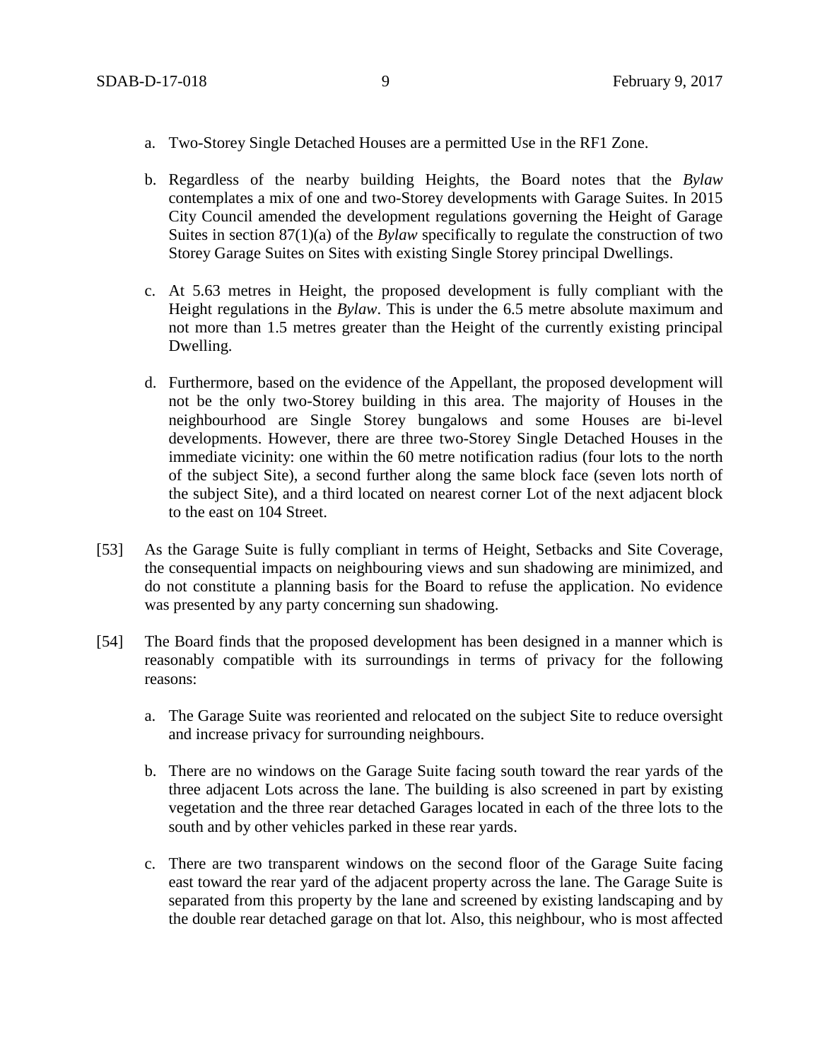a. Two-Storey Single Detached Houses are a permitted Use in the RF1 Zone.

b. Regardless of the nearby building Heights, the Board notes that the *Bylaw* contemplates a mix of one and two-Storey developments with Garage Suites. In 2015 City Council amended the development regulations governing the Height of Garage Suites in section 87(1)(a) of the *Bylaw* specifically to regulate the construction of two Storey Garage Suites on Sites with existing Single Storey principal Dwellings.

c. At 5.63 metres in Height, the proposed development is fully compliant with the Height regulations in the *Bylaw*. This is under the 6.5 metre absolute maximum and not more than 1.5 metres greater than the Height of the currently existing principal Dwelling.

d. Furthermore, based on the evidence of the Appellant, the proposed development will not be the only two-Storey building in this area. The majority of Houses in the neighbourhood are Single Storey bungalows and some Houses are bi-level developments. However, there are three two-Storey Single Detached Houses in the immediate vicinity: one within the 60 metre notification radius (four lots to the north of the subject Site), a second further along the same block face (seven lots north of the subject Site), and a third located on nearest corner Lot of the next adjacent block to the east on 104 Street.

[53] As the Garage Suite is fully compliant in terms of Height, Setbacks and Site Coverage, the consequential impacts on neighbouring views and sun shadowing are minimized, and do not constitute a planning basis for the Board to refuse the application. No evidence was presented by any party concerning sun shadowing.

[54] The Board finds that the proposed development has been designed in a manner which is reasonably compatible with its surroundings in terms of privacy for the following reasons:

a. The Garage Suite was reoriented and relocated on the subject Site to reduce oversight and increase privacy for surrounding neighbours.

b. There are no windows on the Garage Suite facing south toward the rear yards of the three adjacent Lots across the lane. The building is also screened in part by existing vegetation and the three rear detached Garages located in each of the three lots to the south and by other vehicles parked in these rear yards.

c. There are two transparent windows on the second floor of the Garage Suite facing east toward the rear yard of the adjacent property across the lane. The Garage Suite is separated from this property by the lane and screened by existing landscaping and by the double rear detached garage on that lot. Also, this neighbour, who is most affected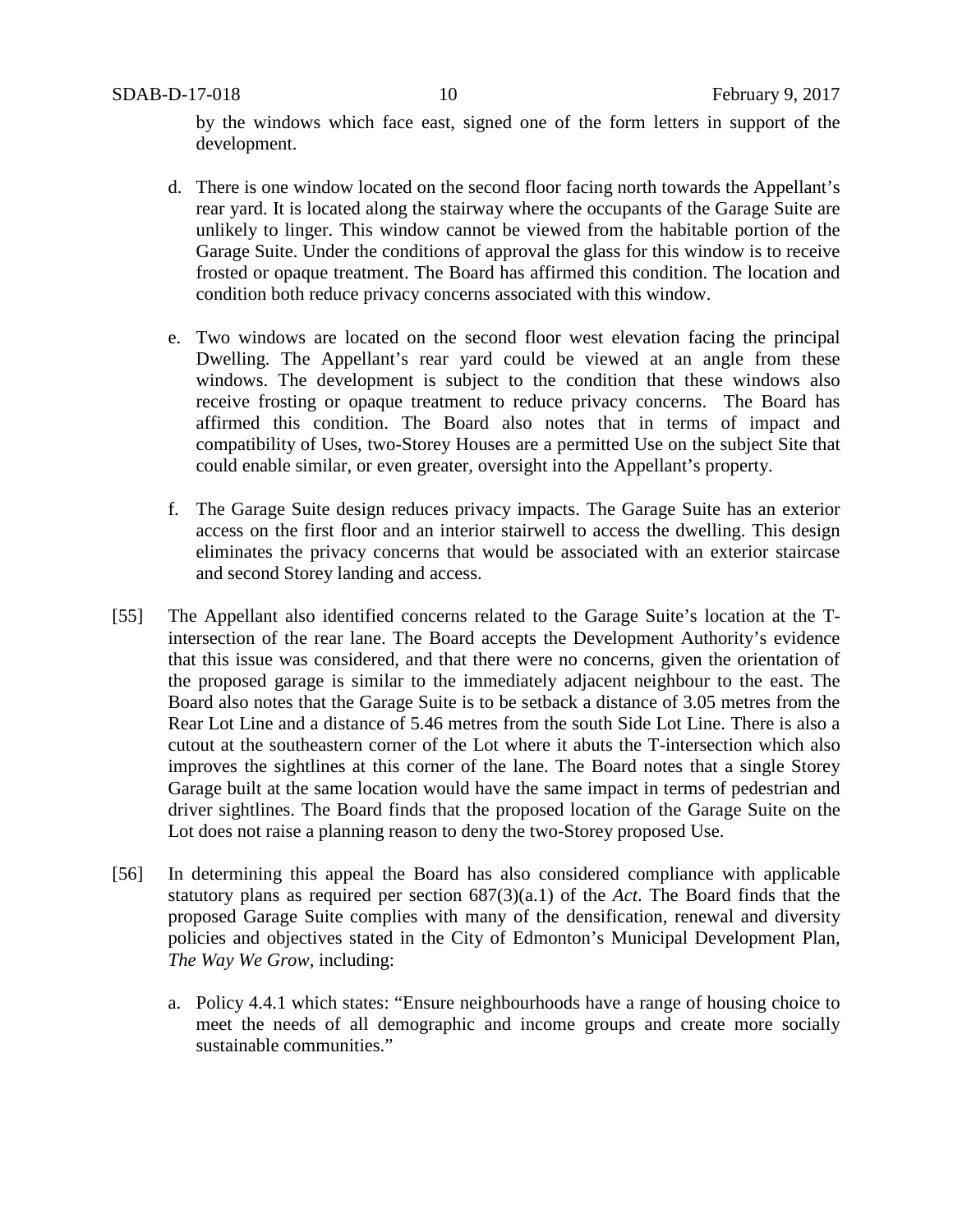by the windows which face east, signed one of the form letters in support of the development.

d. There is one window located on the second floor facing north towards the Appellant's rear yard. It is located along the stairway where the occupants of the Garage Suite are unlikely to linger. This window cannot be viewed from the habitable portion of the Garage Suite. Under the conditions of approval the glass for this window is to receive frosted or opaque treatment. The Board has affirmed this condition. The location and condition both reduce privacy concerns associated with this window.

e. Two windows are located on the second floor west elevation facing the principal Dwelling. The Appellant's rear yard could be viewed at an angle from these windows. The development is subject to the condition that these windows also receive frosting or opaque treatment to reduce privacy concerns. The Board has affirmed this condition. The Board also notes that in terms of impact and compatibility of Uses, two-Storey Houses are a permitted Use on the subject Site that could enable similar, or even greater, oversight into the Appellant's property.

f. The Garage Suite design reduces privacy impacts. The Garage Suite has an exterior access on the first floor and an interior stairwell to access the dwelling. This design eliminates the privacy concerns that would be associated with an exterior staircase and second Storey landing and access.

[55] The Appellant also identified concerns related to the Garage Suite's location at the T-intersection of the rear lane. The Board accepts the Development Authority's evidence that this issue was considered, and that there were no concerns, given the orientation of the proposed garage is similar to the immediately adjacent neighbour to the east. The Board also notes that the Garage Suite is to be setback a distance of 3.05 metres from the Rear Lot Line and a distance of 5.46 metres from the south Side Lot Line. There is also a cutout at the southeastern corner of the Lot where it abuts the T-intersection which also improves the sightlines at this corner of the lane. The Board notes that a single Storey Garage built at the same location would have the same impact in terms of pedestrian and driver sightlines. The Board finds that the proposed location of the Garage Suite on the Lot does not raise a planning reason to deny the two-Storey proposed Use.

[56] In determining this appeal the Board has also considered compliance with applicable statutory plans as required per section 687(3)(a.1) of the *Act*. The Board finds that the proposed Garage Suite complies with many of the densification, renewal and diversity policies and objectives stated in the City of Edmonton's Municipal Development Plan, *The Way We Grow*, including:

a. Policy 4.4.1 which states: "Ensure neighbourhoods have a range of housing choice to meet the needs of all demographic and income groups and create more socially sustainable communities."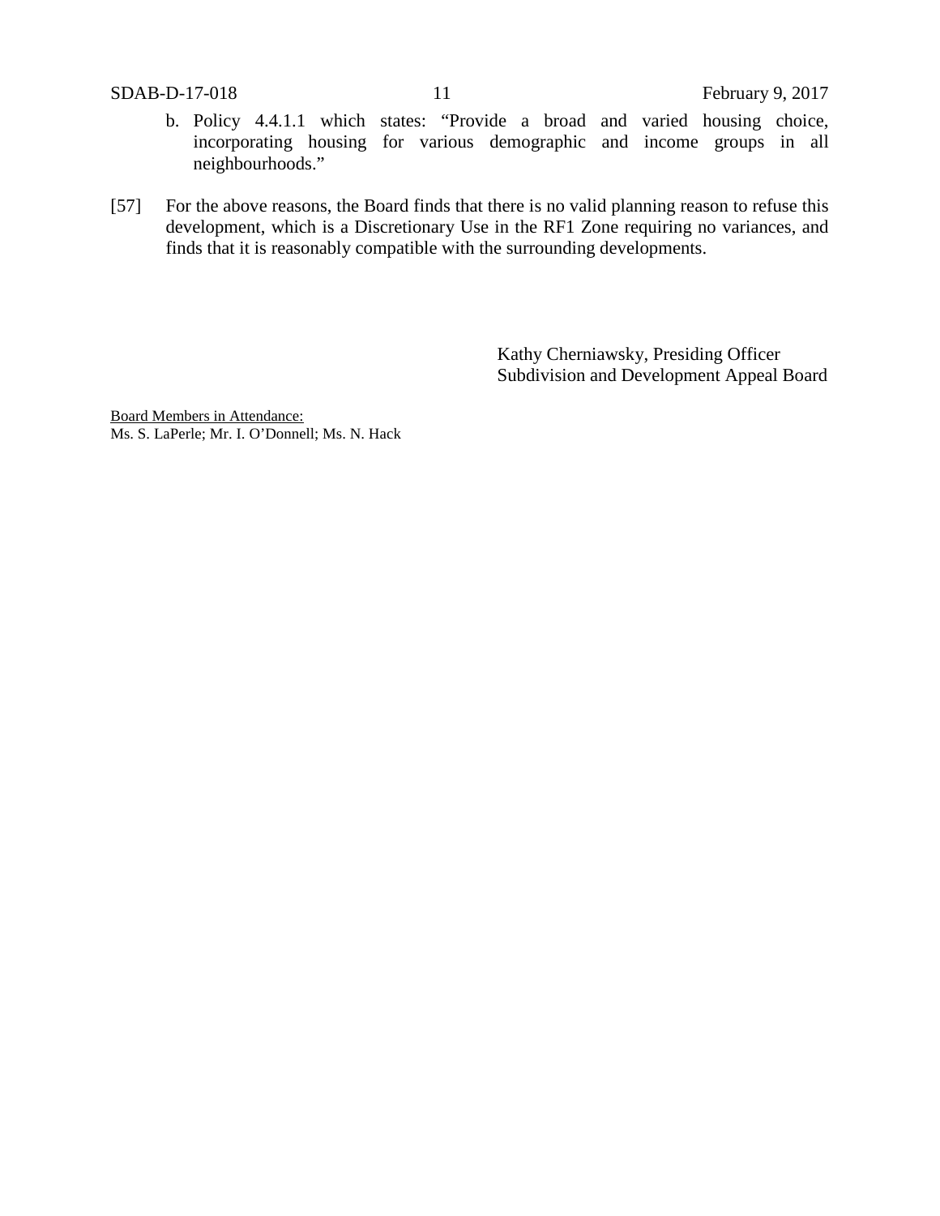b. Policy 4.4.1.1 which states: "Provide a broad and varied housing choice, incorporating housing for various demographic and income groups in all neighbourhoods."

[57] For the above reasons, the Board finds that there is no valid planning reason to refuse this development, which is a Discretionary Use in the RF1 Zone requiring no variances, and finds that it is reasonably compatible with the surrounding developments.

Kathy Cherniawsky, Presiding Officer
Subdivision and Development Appeal Board

Board Members in Attendance:
Ms. S. LaPerle; Mr. I. O'Donnell; Ms. N. Hack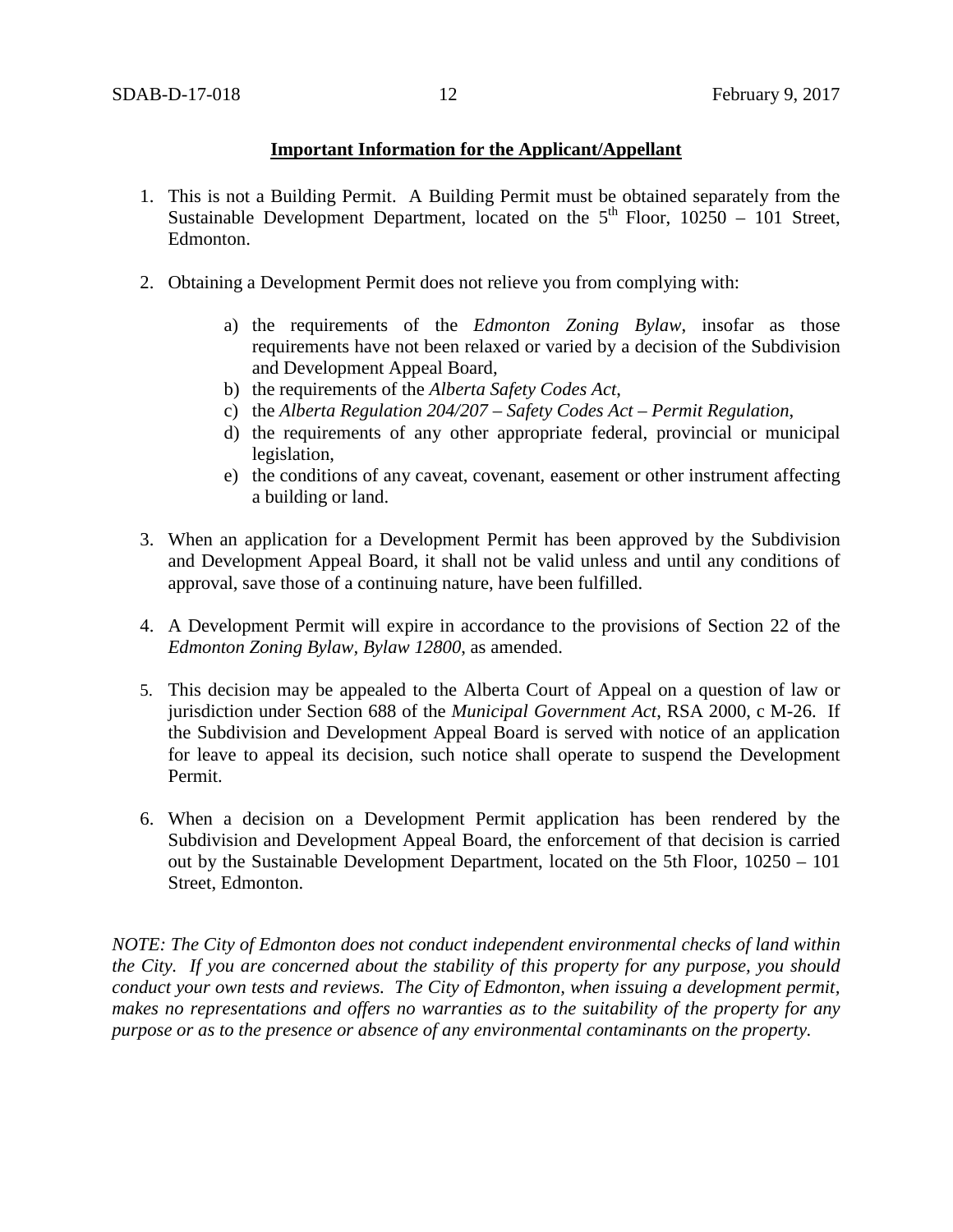**Important Information for the Applicant/Appellant**

1. This is not a Building Permit. A Building Permit must be obtained separately from the Sustainable Development Department, located on the 5th Floor, 10250 – 101 Street, Edmonton.

2. Obtaining a Development Permit does not relieve you from complying with:

    a) the requirements of the *Edmonton Zoning Bylaw*, insofar as those requirements have not been relaxed or varied by a decision of the Subdivision and Development Appeal Board,
    b) the requirements of the *Alberta Safety Codes Act*,
    c) the *Alberta Regulation 204/207 – Safety Codes Act – Permit Regulation*,
    d) the requirements of any other appropriate federal, provincial or municipal legislation,
    e) the conditions of any caveat, covenant, easement or other instrument affecting a building or land.

3. When an application for a Development Permit has been approved by the Subdivision and Development Appeal Board, it shall not be valid unless and until any conditions of approval, save those of a continuing nature, have been fulfilled.

4. A Development Permit will expire in accordance to the provisions of Section 22 of the *Edmonton Zoning Bylaw, Bylaw 12800*, as amended.

5. This decision may be appealed to the Alberta Court of Appeal on a question of law or jurisdiction under Section 688 of the *Municipal Government Act*, RSA 2000, c M-26. If the Subdivision and Development Appeal Board is served with notice of an application for leave to appeal its decision, such notice shall operate to suspend the Development Permit.

6. When a decision on a Development Permit application has been rendered by the Subdivision and Development Appeal Board, the enforcement of that decision is carried out by the Sustainable Development Department, located on the 5th Floor, 10250 – 101 Street, Edmonton.

*NOTE: The City of Edmonton does not conduct independent environmental checks of land within the City. If you are concerned about the stability of this property for any purpose, you should conduct your own tests and reviews. The City of Edmonton, when issuing a development permit, makes no representations and offers no warranties as to the suitability of the property for any purpose or as to the presence or absence of any environmental contaminants on the property.*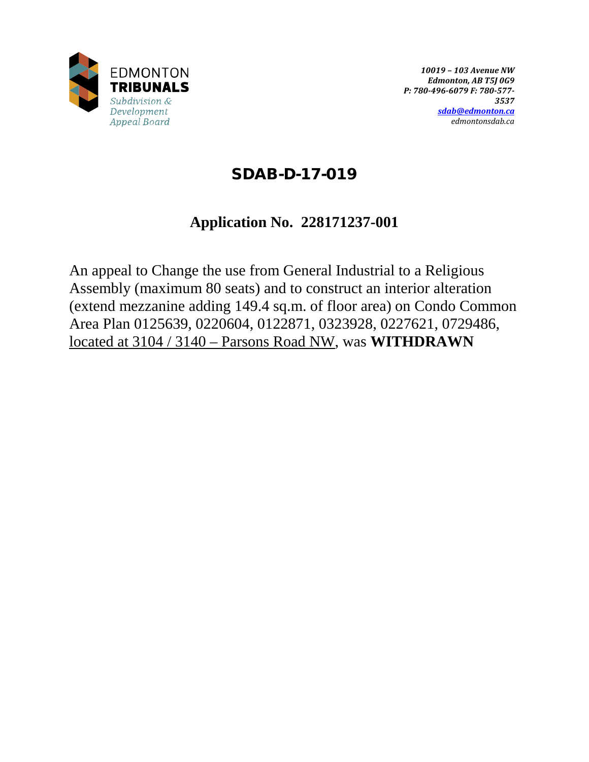EDMONTON
**TRIBUNALS**
*Subdivision & Development Appeal Board*

***10019 – 103 Avenue NW***
***Edmonton, AB T5J 0G9***
***P: 780-496-6079 F: 780-577-3537***
***sdab@edmonton.ca***
*edmontonsdab.ca*

# SDAB-D-17-019

## Application No. 228171237-001

An appeal to Change the use from General Industrial to a Religious Assembly (maximum 80 seats) and to construct an interior alteration (extend mezzanine adding 149.4 sq.m. of floor area) on Condo Common Area Plan 0125639, 0220604, 0122871, 0323928, 0227621, 0729486, located at 3104 / 3140 – Parsons Road NW, was **WITHDRAWN**